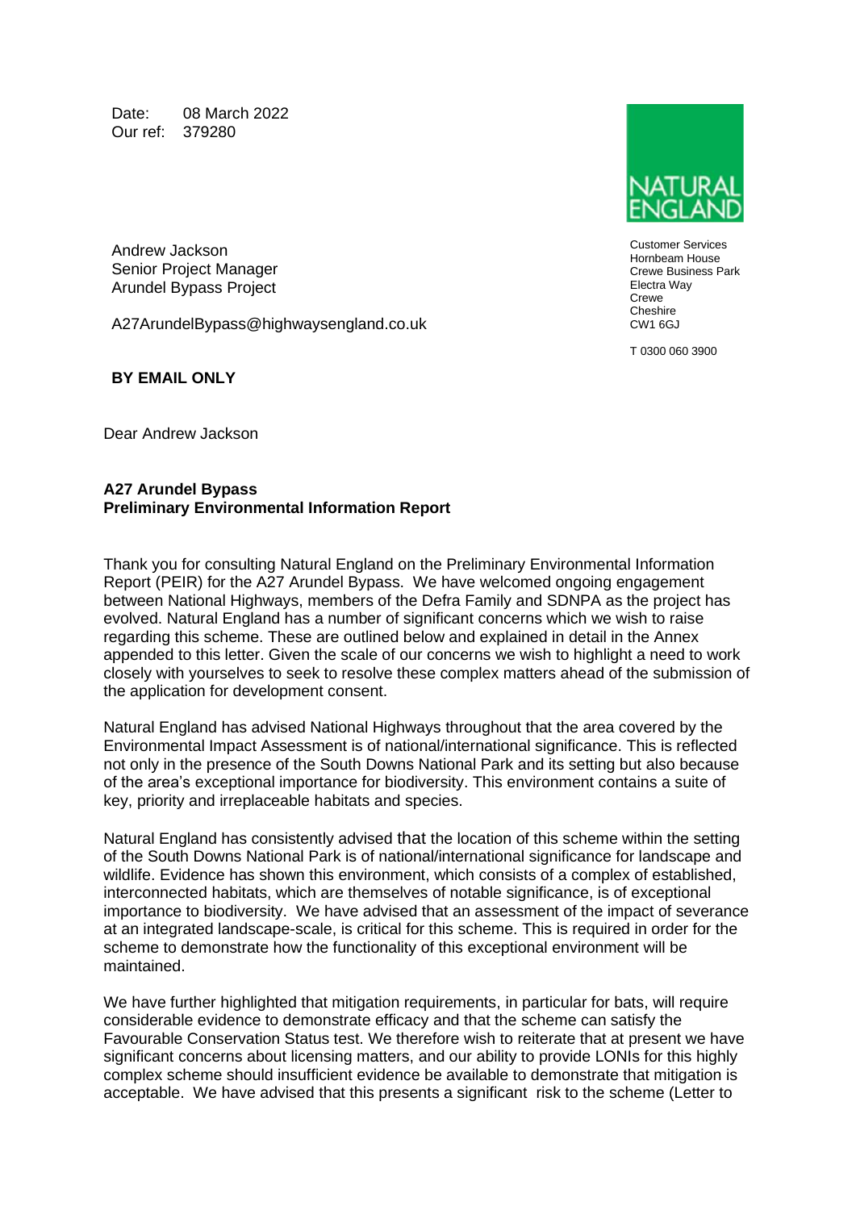Date: 08 March 2022
Our ref: 379280

NATURAL ENGLAND

Customer Services
Hornbeam House
Crewe Business Park
Electra Way
Crewe
Cheshire
CW1 6GJ

T 0300 060 3900

Andrew Jackson
Senior Project Manager
Arundel Bypass Project

A27ArundelBypass@highwaysengland.co.uk

**BY EMAIL ONLY**

Dear Andrew Jackson

**A27 Arundel Bypass**
**Preliminary Environmental Information Report**

Thank you for consulting Natural England on the Preliminary Environmental Information Report (PEIR) for the A27 Arundel Bypass. We have welcomed ongoing engagement between National Highways, members of the Defra Family and SDNPA as the project has evolved. Natural England has a number of significant concerns which we wish to raise regarding this scheme. These are outlined below and explained in detail in the Annex appended to this letter. Given the scale of our concerns we wish to highlight a need to work closely with yourselves to seek to resolve these complex matters ahead of the submission of the application for development consent.

Natural England has advised National Highways throughout that the area covered by the Environmental Impact Assessment is of national/international significance. This is reflected not only in the presence of the South Downs National Park and its setting but also because of the area's exceptional importance for biodiversity. This environment contains a suite of key, priority and irreplaceable habitats and species.

Natural England has consistently advised that the location of this scheme within the setting of the South Downs National Park is of national/international significance for landscape and wildlife. Evidence has shown this environment, which consists of a complex of established, interconnected habitats, which are themselves of notable significance, is of exceptional importance to biodiversity. We have advised that an assessment of the impact of severance at an integrated landscape-scale, is critical for this scheme. This is required in order for the scheme to demonstrate how the functionality of this exceptional environment will be maintained.

We have further highlighted that mitigation requirements, in particular for bats, will require considerable evidence to demonstrate efficacy and that the scheme can satisfy the Favourable Conservation Status test. We therefore wish to reiterate that at present we have significant concerns about licensing matters, and our ability to provide LONIs for this highly complex scheme should insufficient evidence be available to demonstrate that mitigation is acceptable. We have advised that this presents a significant risk to the scheme (Letter to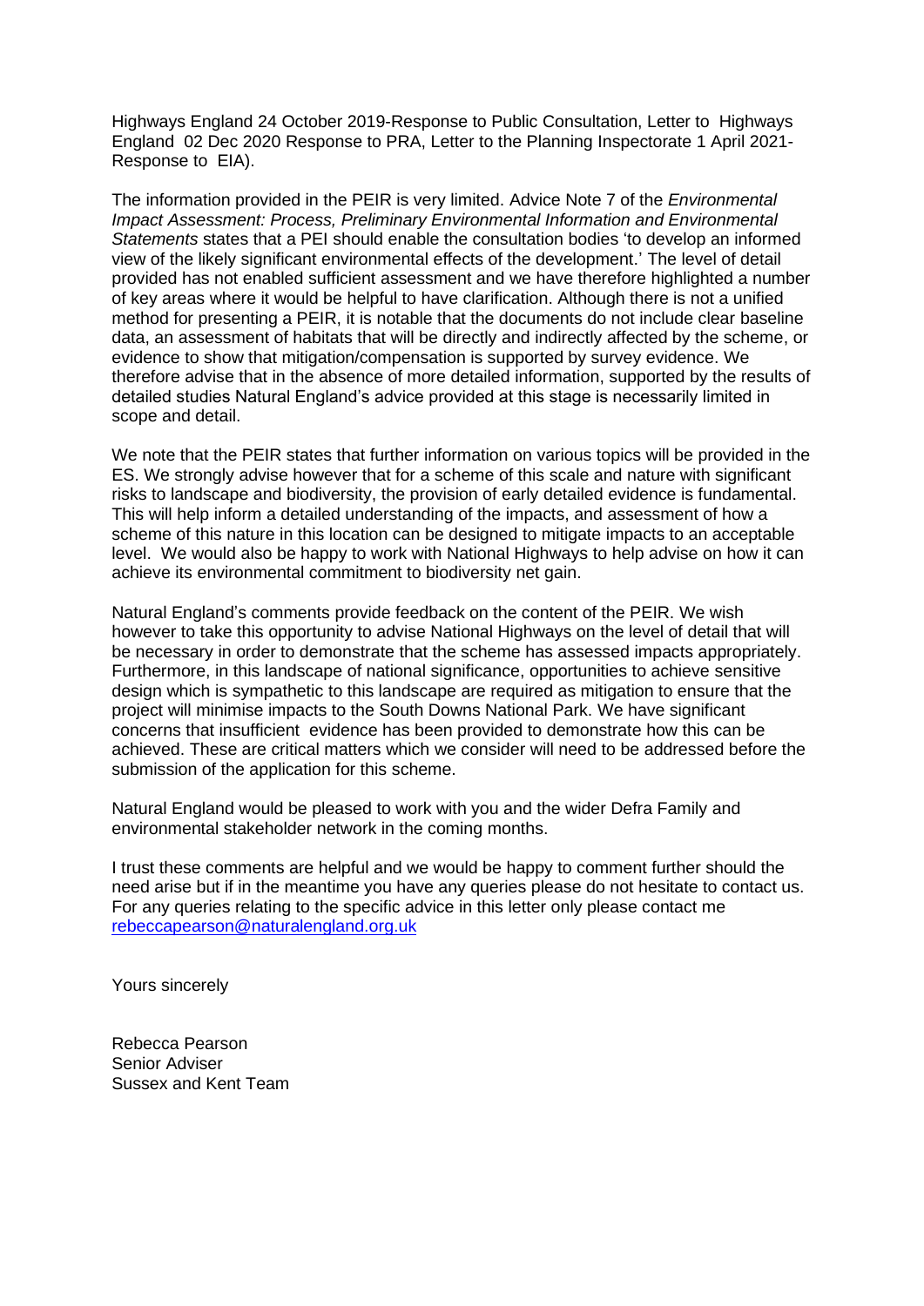Highways England 24 October 2019-Response to Public Consultation, Letter to Highways England 02 Dec 2020 Response to PRA, Letter to the Planning Inspectorate 1 April 2021- Response to EIA).

The information provided in the PEIR is very limited. Advice Note 7 of the *Environmental Impact Assessment: Process, Preliminary Environmental Information and Environmental Statements* states that a PEI should enable the consultation bodies 'to develop an informed view of the likely significant environmental effects of the development.' The level of detail provided has not enabled sufficient assessment and we have therefore highlighted a number of key areas where it would be helpful to have clarification. Although there is not a unified method for presenting a PEIR, it is notable that the documents do not include clear baseline data, an assessment of habitats that will be directly and indirectly affected by the scheme, or evidence to show that mitigation/compensation is supported by survey evidence. We therefore advise that in the absence of more detailed information, supported by the results of detailed studies Natural England's advice provided at this stage is necessarily limited in scope and detail.

We note that the PEIR states that further information on various topics will be provided in the ES. We strongly advise however that for a scheme of this scale and nature with significant risks to landscape and biodiversity, the provision of early detailed evidence is fundamental. This will help inform a detailed understanding of the impacts, and assessment of how a scheme of this nature in this location can be designed to mitigate impacts to an acceptable level. We would also be happy to work with National Highways to help advise on how it can achieve its environmental commitment to biodiversity net gain.

Natural England's comments provide feedback on the content of the PEIR. We wish however to take this opportunity to advise National Highways on the level of detail that will be necessary in order to demonstrate that the scheme has assessed impacts appropriately. Furthermore, in this landscape of national significance, opportunities to achieve sensitive design which is sympathetic to this landscape are required as mitigation to ensure that the project will minimise impacts to the South Downs National Park. We have significant concerns that insufficient evidence has been provided to demonstrate how this can be achieved. These are critical matters which we consider will need to be addressed before the submission of the application for this scheme.

Natural England would be pleased to work with you and the wider Defra Family and environmental stakeholder network in the coming months.

I trust these comments are helpful and we would be happy to comment further should the need arise but if in the meantime you have any queries please do not hesitate to contact us. For any queries relating to the specific advice in this letter only please contact me rebeccapearson@naturalengland.org.uk

Yours sincerely

Rebecca Pearson
Senior Adviser
Sussex and Kent Team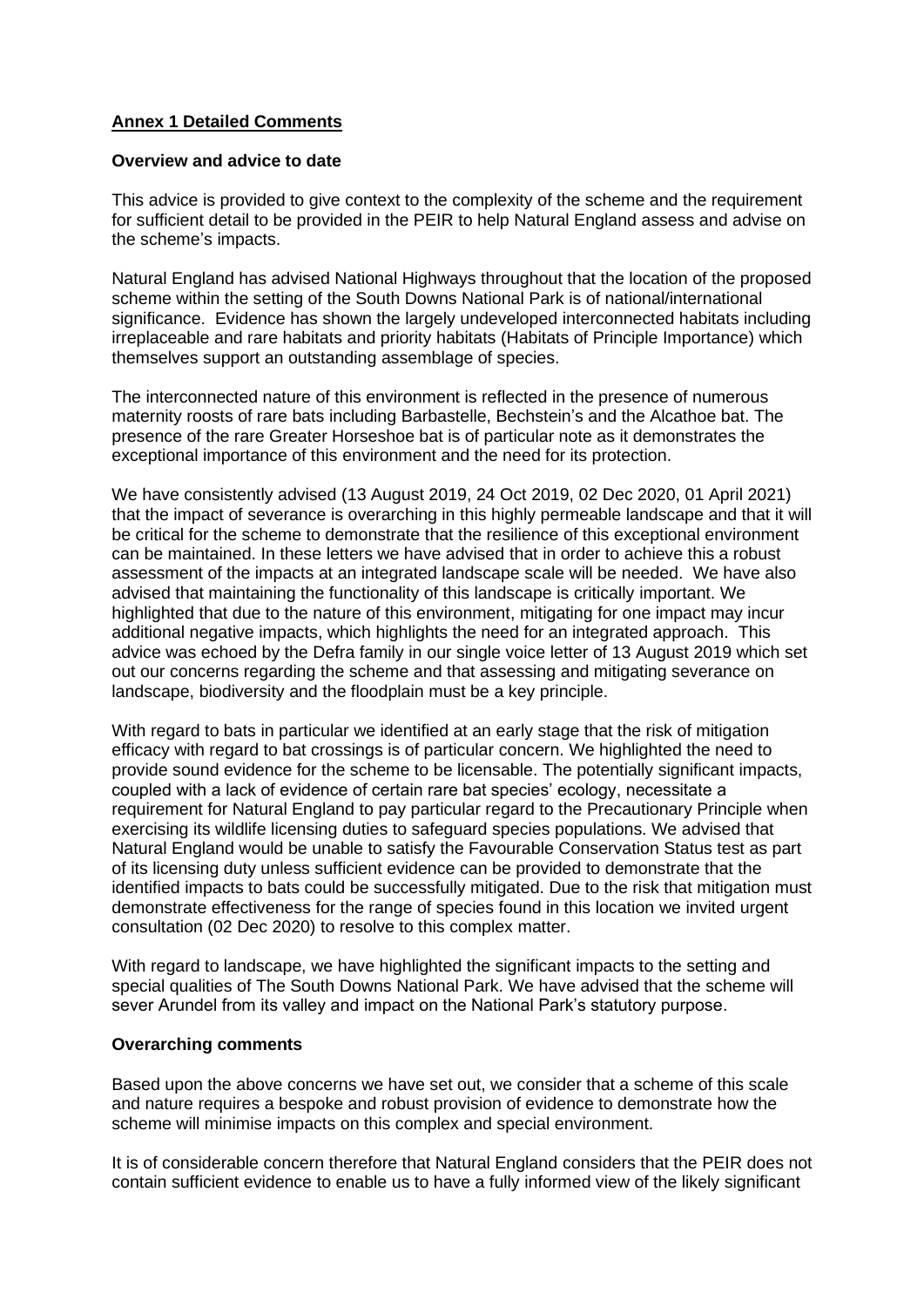## **Annex 1 Detailed Comments**

### **Overview and advice to date**

This advice is provided to give context to the complexity of the scheme and the requirement for sufficient detail to be provided in the PEIR to help Natural England assess and advise on the scheme's impacts.

Natural England has advised National Highways throughout that the location of the proposed scheme within the setting of the South Downs National Park is of national/international significance. Evidence has shown the largely undeveloped interconnected habitats including irreplaceable and rare habitats and priority habitats (Habitats of Principle Importance) which themselves support an outstanding assemblage of species.

The interconnected nature of this environment is reflected in the presence of numerous maternity roosts of rare bats including Barbastelle, Bechstein's and the Alcathoe bat. The presence of the rare Greater Horseshoe bat is of particular note as it demonstrates the exceptional importance of this environment and the need for its protection.

We have consistently advised (13 August 2019, 24 Oct 2019, 02 Dec 2020, 01 April 2021) that the impact of severance is overarching in this highly permeable landscape and that it will be critical for the scheme to demonstrate that the resilience of this exceptional environment can be maintained. In these letters we have advised that in order to achieve this a robust assessment of the impacts at an integrated landscape scale will be needed. We have also advised that maintaining the functionality of this landscape is critically important. We highlighted that due to the nature of this environment, mitigating for one impact may incur additional negative impacts, which highlights the need for an integrated approach. This advice was echoed by the Defra family in our single voice letter of 13 August 2019 which set out our concerns regarding the scheme and that assessing and mitigating severance on landscape, biodiversity and the floodplain must be a key principle.

With regard to bats in particular we identified at an early stage that the risk of mitigation efficacy with regard to bat crossings is of particular concern. We highlighted the need to provide sound evidence for the scheme to be licensable. The potentially significant impacts, coupled with a lack of evidence of certain rare bat species' ecology, necessitate a requirement for Natural England to pay particular regard to the Precautionary Principle when exercising its wildlife licensing duties to safeguard species populations. We advised that Natural England would be unable to satisfy the Favourable Conservation Status test as part of its licensing duty unless sufficient evidence can be provided to demonstrate that the identified impacts to bats could be successfully mitigated. Due to the risk that mitigation must demonstrate effectiveness for the range of species found in this location we invited urgent consultation (02 Dec 2020) to resolve to this complex matter.

With regard to landscape, we have highlighted the significant impacts to the setting and special qualities of The South Downs National Park. We have advised that the scheme will sever Arundel from its valley and impact on the National Park's statutory purpose.

### **Overarching comments**

Based upon the above concerns we have set out, we consider that a scheme of this scale and nature requires a bespoke and robust provision of evidence to demonstrate how the scheme will minimise impacts on this complex and special environment.

It is of considerable concern therefore that Natural England considers that the PEIR does not contain sufficient evidence to enable us to have a fully informed view of the likely significant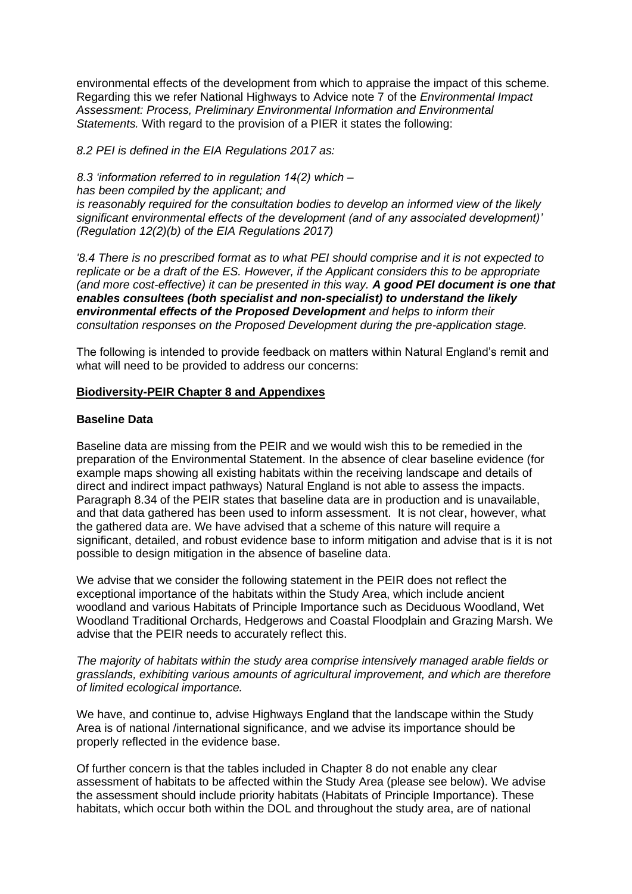environmental effects of the development from which to appraise the impact of this scheme. Regarding this we refer National Highways to Advice note 7 of the *Environmental Impact Assessment: Process, Preliminary Environmental Information and Environmental Statements.* With regard to the provision of a PIER it states the following:

*8.2 PEI is defined in the EIA Regulations 2017 as:*

*8.3 'information referred to in regulation 14(2) which –*
*has been compiled by the applicant; and*
*is reasonably required for the consultation bodies to develop an informed view of the likely significant environmental effects of the development (and of any associated development)' (Regulation 12(2)(b) of the EIA Regulations 2017)*

*'8.4 There is no prescribed format as to what PEI should comprise and it is not expected to replicate or be a draft of the ES. However, if the Applicant considers this to be appropriate (and more cost-effective) it can be presented in this way.* ***A good PEI document is one that enables consultees (both specialist and non-specialist) to understand the likely environmental effects of the Proposed Development*** *and helps to inform their consultation responses on the Proposed Development during the pre-application stage.*

The following is intended to provide feedback on matters within Natural England's remit and what will need to be provided to address our concerns:

## Biodiversity-PEIR Chapter 8 and Appendixes

### Baseline Data

Baseline data are missing from the PEIR and we would wish this to be remedied in the preparation of the Environmental Statement. In the absence of clear baseline evidence (for example maps showing all existing habitats within the receiving landscape and details of direct and indirect impact pathways) Natural England is not able to assess the impacts. Paragraph 8.34 of the PEIR states that baseline data are in production and is unavailable, and that data gathered has been used to inform assessment. It is not clear, however, what the gathered data are. We have advised that a scheme of this nature will require a significant, detailed, and robust evidence base to inform mitigation and advise that is it is not possible to design mitigation in the absence of baseline data.

We advise that we consider the following statement in the PEIR does not reflect the exceptional importance of the habitats within the Study Area, which include ancient woodland and various Habitats of Principle Importance such as Deciduous Woodland, Wet Woodland Traditional Orchards, Hedgerows and Coastal Floodplain and Grazing Marsh. We advise that the PEIR needs to accurately reflect this.

*The majority of habitats within the study area comprise intensively managed arable fields or grasslands, exhibiting various amounts of agricultural improvement, and which are therefore of limited ecological importance.*

We have, and continue to, advise Highways England that the landscape within the Study Area is of national /international significance, and we advise its importance should be properly reflected in the evidence base.

Of further concern is that the tables included in Chapter 8 do not enable any clear assessment of habitats to be affected within the Study Area (please see below). We advise the assessment should include priority habitats (Habitats of Principle Importance). These habitats, which occur both within the DOL and throughout the study area, are of national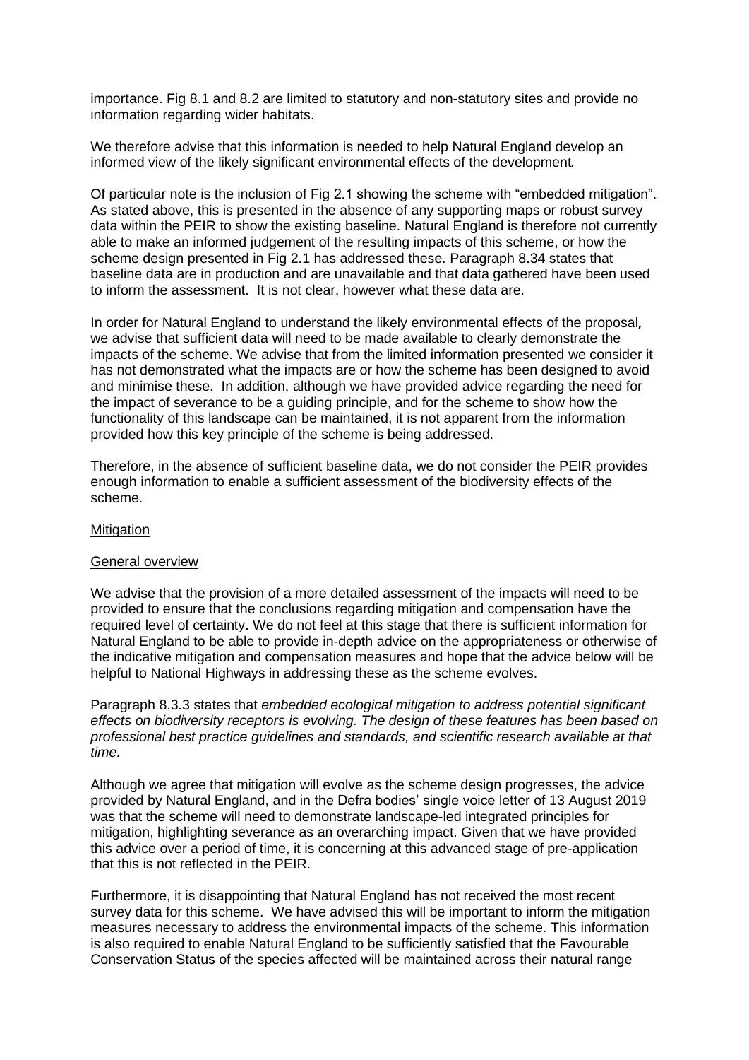importance. Fig 8.1 and 8.2 are limited to statutory and non-statutory sites and provide no information regarding wider habitats.

We therefore advise that this information is needed to help Natural England develop an informed view of the likely significant environmental effects of the development.

Of particular note is the inclusion of Fig 2.1 showing the scheme with "embedded mitigation". As stated above, this is presented in the absence of any supporting maps or robust survey data within the PEIR to show the existing baseline. Natural England is therefore not currently able to make an informed judgement of the resulting impacts of this scheme, or how the scheme design presented in Fig 2.1 has addressed these. Paragraph 8.34 states that baseline data are in production and are unavailable and that data gathered have been used to inform the assessment. It is not clear, however what these data are.

In order for Natural England to understand the likely environmental effects of the proposal, we advise that sufficient data will need to be made available to clearly demonstrate the impacts of the scheme. We advise that from the limited information presented we consider it has not demonstrated what the impacts are or how the scheme has been designed to avoid and minimise these. In addition, although we have provided advice regarding the need for the impact of severance to be a guiding principle, and for the scheme to show how the functionality of this landscape can be maintained, it is not apparent from the information provided how this key principle of the scheme is being addressed.

Therefore, in the absence of sufficient baseline data, we do not consider the PEIR provides enough information to enable a sufficient assessment of the biodiversity effects of the scheme.

<u>Mitigation</u>

<u>General overview</u>

We advise that the provision of a more detailed assessment of the impacts will need to be provided to ensure that the conclusions regarding mitigation and compensation have the required level of certainty. We do not feel at this stage that there is sufficient information for Natural England to be able to provide in-depth advice on the appropriateness or otherwise of the indicative mitigation and compensation measures and hope that the advice below will be helpful to National Highways in addressing these as the scheme evolves.

Paragraph 8.3.3 states that *embedded ecological mitigation to address potential significant effects on biodiversity receptors is evolving. The design of these features has been based on professional best practice guidelines and standards, and scientific research available at that time.*

Although we agree that mitigation will evolve as the scheme design progresses, the advice provided by Natural England, and in the Defra bodies' single voice letter of 13 August 2019 was that the scheme will need to demonstrate landscape-led integrated principles for mitigation, highlighting severance as an overarching impact. Given that we have provided this advice over a period of time, it is concerning at this advanced stage of pre-application that this is not reflected in the PEIR.

Furthermore, it is disappointing that Natural England has not received the most recent survey data for this scheme. We have advised this will be important to inform the mitigation measures necessary to address the environmental impacts of the scheme. This information is also required to enable Natural England to be sufficiently satisfied that the Favourable Conservation Status of the species affected will be maintained across their natural range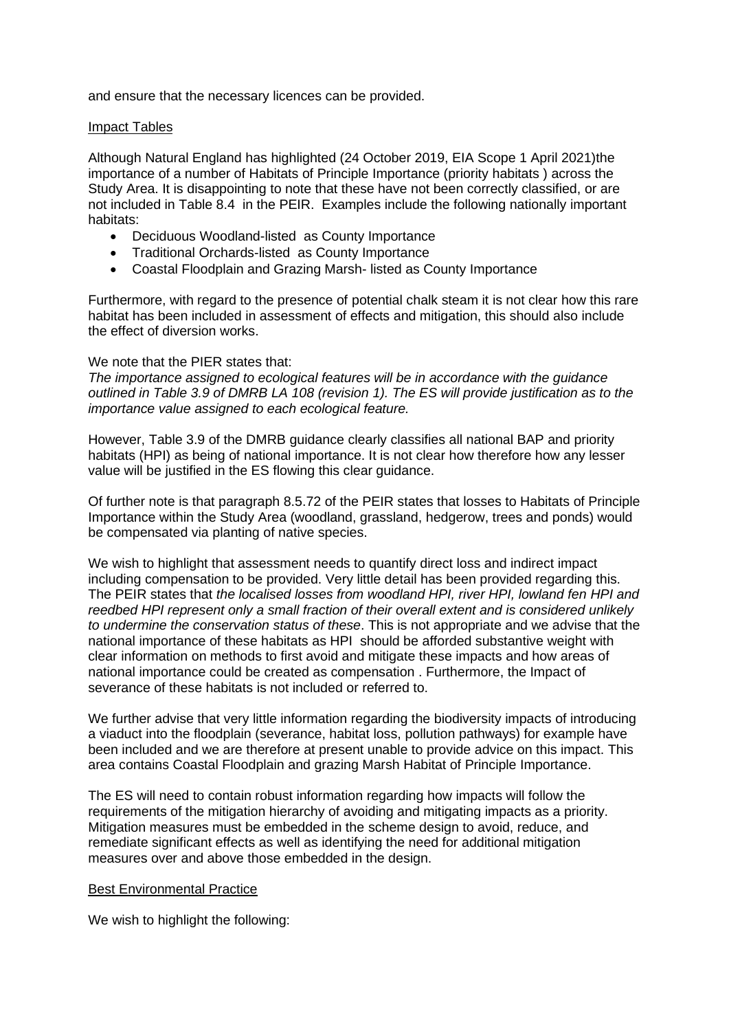and ensure that the necessary licences can be provided.

<u>Impact Tables</u>

Although Natural England has highlighted (24 October 2019, EIA Scope 1 April 2021)the importance of a number of Habitats of Principle Importance (priority habitats ) across the Study Area. It is disappointing to note that these have not been correctly classified, or are not included in Table 8.4 in the PEIR. Examples include the following nationally important habitats:

- Deciduous Woodland-listed as County Importance
- Traditional Orchards-listed as County Importance
- Coastal Floodplain and Grazing Marsh- listed as County Importance

Furthermore, with regard to the presence of potential chalk steam it is not clear how this rare habitat has been included in assessment of effects and mitigation, this should also include the effect of diversion works.

We note that the PIER states that:
*The importance assigned to ecological features will be in accordance with the guidance outlined in Table 3.9 of DMRB LA 108 (revision 1). The ES will provide justification as to the importance value assigned to each ecological feature.*

However, Table 3.9 of the DMRB guidance clearly classifies all national BAP and priority habitats (HPI) as being of national importance. It is not clear how therefore how any lesser value will be justified in the ES flowing this clear guidance.

Of further note is that paragraph 8.5.72 of the PEIR states that losses to Habitats of Principle Importance within the Study Area (woodland, grassland, hedgerow, trees and ponds) would be compensated via planting of native species.

We wish to highlight that assessment needs to quantify direct loss and indirect impact including compensation to be provided. Very little detail has been provided regarding this. The PEIR states that *the localised losses from woodland HPI, river HPI, lowland fen HPI and reedbed HPI represent only a small fraction of their overall extent and is considered unlikely to undermine the conservation status of these*. This is not appropriate and we advise that the national importance of these habitats as HPI should be afforded substantive weight with clear information on methods to first avoid and mitigate these impacts and how areas of national importance could be created as compensation . Furthermore, the Impact of severance of these habitats is not included or referred to.

We further advise that very little information regarding the biodiversity impacts of introducing a viaduct into the floodplain (severance, habitat loss, pollution pathways) for example have been included and we are therefore at present unable to provide advice on this impact. This area contains Coastal Floodplain and grazing Marsh Habitat of Principle Importance.

The ES will need to contain robust information regarding how impacts will follow the requirements of the mitigation hierarchy of avoiding and mitigating impacts as a priority. Mitigation measures must be embedded in the scheme design to avoid, reduce, and remediate significant effects as well as identifying the need for additional mitigation measures over and above those embedded in the design.

<u>Best Environmental Practice</u>

We wish to highlight the following: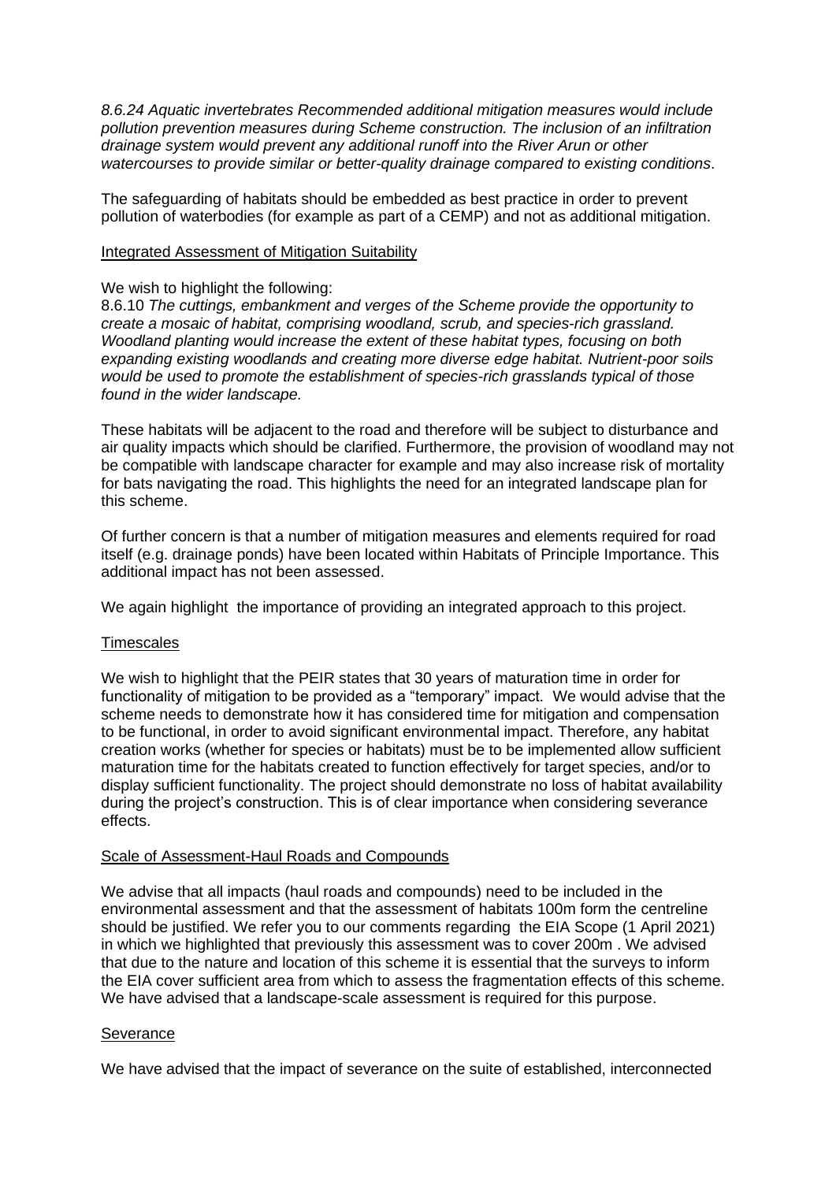*8.6.24 Aquatic invertebrates Recommended additional mitigation measures would include pollution prevention measures during Scheme construction. The inclusion of an infiltration drainage system would prevent any additional runoff into the River Arun or other watercourses to provide similar or better-quality drainage compared to existing conditions*.

The safeguarding of habitats should be embedded as best practice in order to prevent pollution of waterbodies (for example as part of a CEMP) and not as additional mitigation.

Integrated Assessment of Mitigation Suitability

We wish to highlight the following:
8.6.10 *The cuttings, embankment and verges of the Scheme provide the opportunity to create a mosaic of habitat, comprising woodland, scrub, and species-rich grassland. Woodland planting would increase the extent of these habitat types, focusing on both expanding existing woodlands and creating more diverse edge habitat. Nutrient-poor soils would be used to promote the establishment of species-rich grasslands typical of those found in the wider landscape.*

These habitats will be adjacent to the road and therefore will be subject to disturbance and air quality impacts which should be clarified. Furthermore, the provision of woodland may not be compatible with landscape character for example and may also increase risk of mortality for bats navigating the road. This highlights the need for an integrated landscape plan for this scheme.

Of further concern is that a number of mitigation measures and elements required for road itself (e.g. drainage ponds) have been located within Habitats of Principle Importance. This additional impact has not been assessed.

We again highlight the importance of providing an integrated approach to this project.

Timescales

We wish to highlight that the PEIR states that 30 years of maturation time in order for functionality of mitigation to be provided as a "temporary" impact. We would advise that the scheme needs to demonstrate how it has considered time for mitigation and compensation to be functional, in order to avoid significant environmental impact. Therefore, any habitat creation works (whether for species or habitats) must be to be implemented allow sufficient maturation time for the habitats created to function effectively for target species, and/or to display sufficient functionality. The project should demonstrate no loss of habitat availability during the project's construction. This is of clear importance when considering severance effects.

Scale of Assessment-Haul Roads and Compounds

We advise that all impacts (haul roads and compounds) need to be included in the environmental assessment and that the assessment of habitats 100m form the centreline should be justified. We refer you to our comments regarding the EIA Scope (1 April 2021) in which we highlighted that previously this assessment was to cover 200m . We advised that due to the nature and location of this scheme it is essential that the surveys to inform the EIA cover sufficient area from which to assess the fragmentation effects of this scheme. We have advised that a landscape-scale assessment is required for this purpose.

Severance

We have advised that the impact of severance on the suite of established, interconnected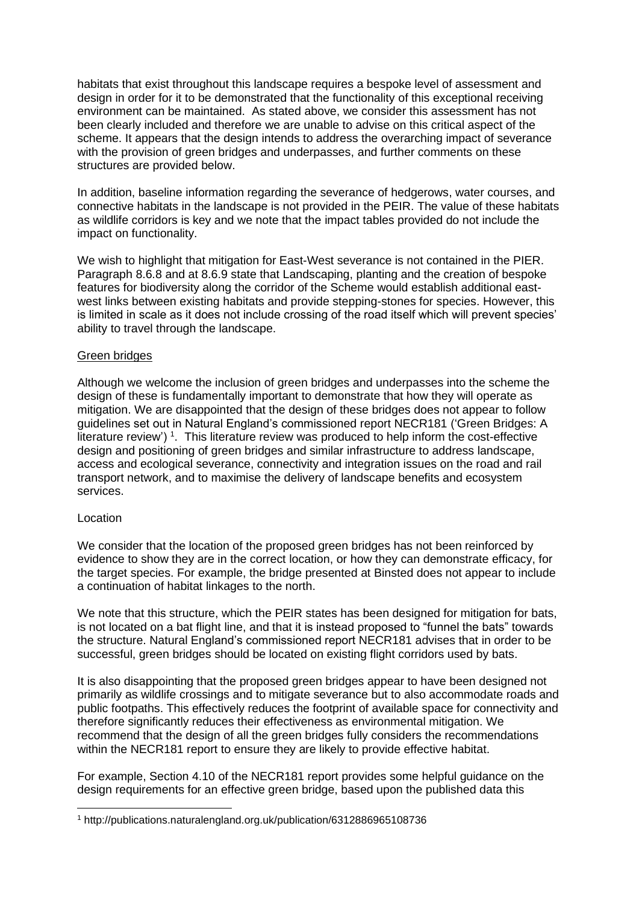habitats that exist throughout this landscape requires a bespoke level of assessment and design in order for it to be demonstrated that the functionality of this exceptional receiving environment can be maintained. As stated above, we consider this assessment has not been clearly included and therefore we are unable to advise on this critical aspect of the scheme. It appears that the design intends to address the overarching impact of severance with the provision of green bridges and underpasses, and further comments on these structures are provided below.

In addition, baseline information regarding the severance of hedgerows, water courses, and connective habitats in the landscape is not provided in the PEIR. The value of these habitats as wildlife corridors is key and we note that the impact tables provided do not include the impact on functionality.

We wish to highlight that mitigation for East-West severance is not contained in the PIER. Paragraph 8.6.8 and at 8.6.9 state that Landscaping, planting and the creation of bespoke features for biodiversity along the corridor of the Scheme would establish additional east-west links between existing habitats and provide stepping-stones for species. However, this is limited in scale as it does not include crossing of the road itself which will prevent species' ability to travel through the landscape.

<u>Green bridges</u>

Although we welcome the inclusion of green bridges and underpasses into the scheme the design of these is fundamentally important to demonstrate that how they will operate as mitigation. We are disappointed that the design of these bridges does not appear to follow guidelines set out in Natural England's commissioned report NECR181 ('Green Bridges: A literature review') [1]. This literature review was produced to help inform the cost-effective design and positioning of green bridges and similar infrastructure to address landscape, access and ecological severance, connectivity and integration issues on the road and rail transport network, and to maximise the delivery of landscape benefits and ecosystem services.

Location

We consider that the location of the proposed green bridges has not been reinforced by evidence to show they are in the correct location, or how they can demonstrate efficacy, for the target species. For example, the bridge presented at Binsted does not appear to include a continuation of habitat linkages to the north.

We note that this structure, which the PEIR states has been designed for mitigation for bats, is not located on a bat flight line, and that it is instead proposed to "funnel the bats" towards the structure. Natural England's commissioned report NECR181 advises that in order to be successful, green bridges should be located on existing flight corridors used by bats.

It is also disappointing that the proposed green bridges appear to have been designed not primarily as wildlife crossings and to mitigate severance but to also accommodate roads and public footpaths. This effectively reduces the footprint of available space for connectivity and therefore significantly reduces their effectiveness as environmental mitigation. We recommend that the design of all the green bridges fully considers the recommendations within the NECR181 report to ensure they are likely to provide effective habitat.

For example, Section 4.10 of the NECR181 report provides some helpful guidance on the design requirements for an effective green bridge, based upon the published data this

[1] http://publications.naturalengland.org.uk/publication/6312886965108736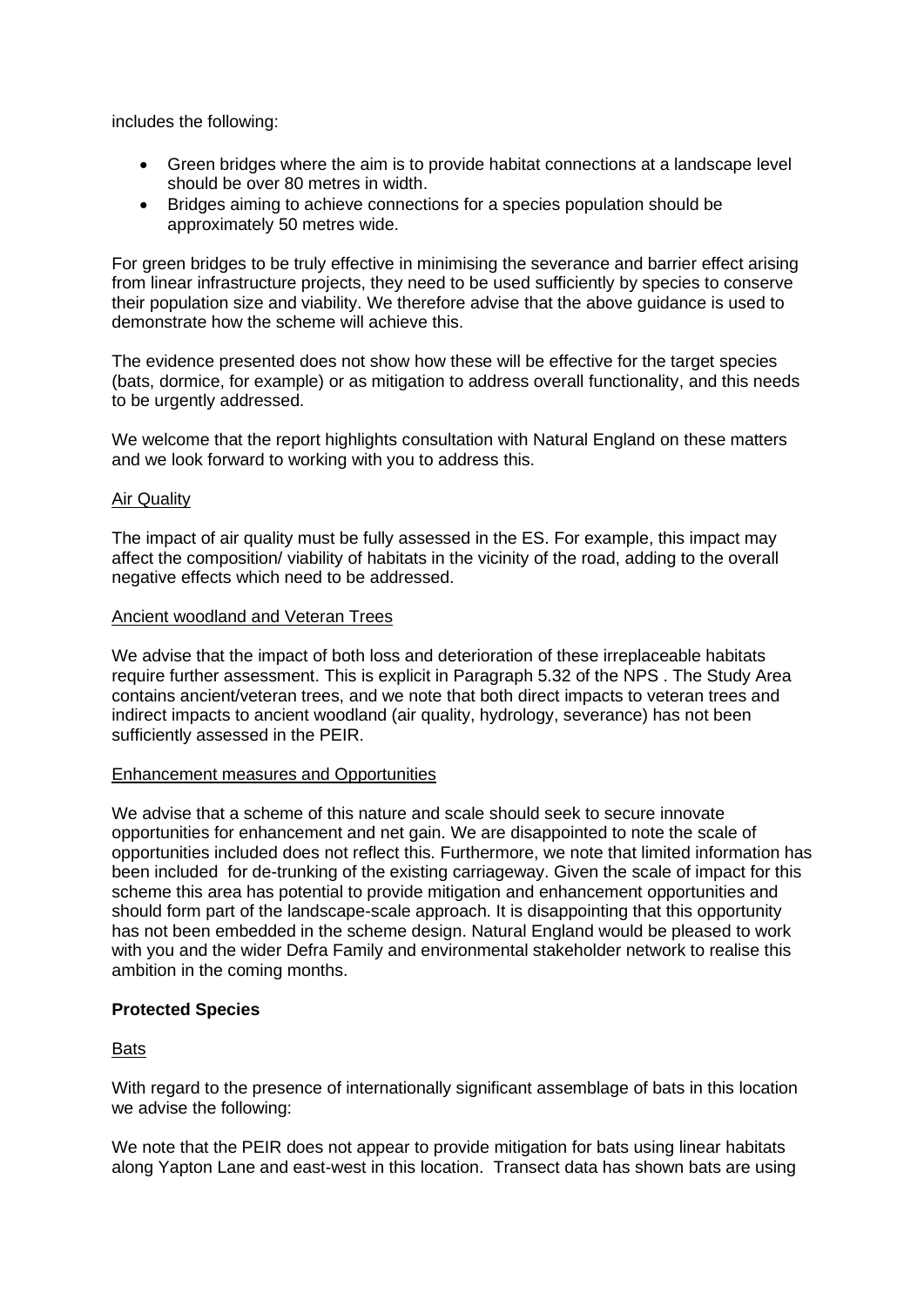includes the following:

- Green bridges where the aim is to provide habitat connections at a landscape level should be over 80 metres in width.
- Bridges aiming to achieve connections for a species population should be approximately 50 metres wide.

For green bridges to be truly effective in minimising the severance and barrier effect arising from linear infrastructure projects, they need to be used sufficiently by species to conserve their population size and viability. We therefore advise that the above guidance is used to demonstrate how the scheme will achieve this.

The evidence presented does not show how these will be effective for the target species (bats, dormice, for example) or as mitigation to address overall functionality, and this needs to be urgently addressed.

We welcome that the report highlights consultation with Natural England on these matters and we look forward to working with you to address this.

<u>Air Quality</u>

The impact of air quality must be fully assessed in the ES. For example, this impact may affect the composition/ viability of habitats in the vicinity of the road, adding to the overall negative effects which need to be addressed.

<u>Ancient woodland and Veteran Trees</u>

We advise that the impact of both loss and deterioration of these irreplaceable habitats require further assessment. This is explicit in Paragraph 5.32 of the NPS . The Study Area contains ancient/veteran trees, and we note that both direct impacts to veteran trees and indirect impacts to ancient woodland (air quality, hydrology, severance) has not been sufficiently assessed in the PEIR.

<u>Enhancement measures and Opportunities</u>

We advise that a scheme of this nature and scale should seek to secure innovate opportunities for enhancement and net gain. We are disappointed to note the scale of opportunities included does not reflect this. Furthermore, we note that limited information has been included for de-trunking of the existing carriageway. Given the scale of impact for this scheme this area has potential to provide mitigation and enhancement opportunities and should form part of the landscape-scale approach. It is disappointing that this opportunity has not been embedded in the scheme design. Natural England would be pleased to work with you and the wider Defra Family and environmental stakeholder network to realise this ambition in the coming months.

**Protected Species**

<u>Bats</u>

With regard to the presence of internationally significant assemblage of bats in this location we advise the following:

We note that the PEIR does not appear to provide mitigation for bats using linear habitats along Yapton Lane and east-west in this location. Transect data has shown bats are using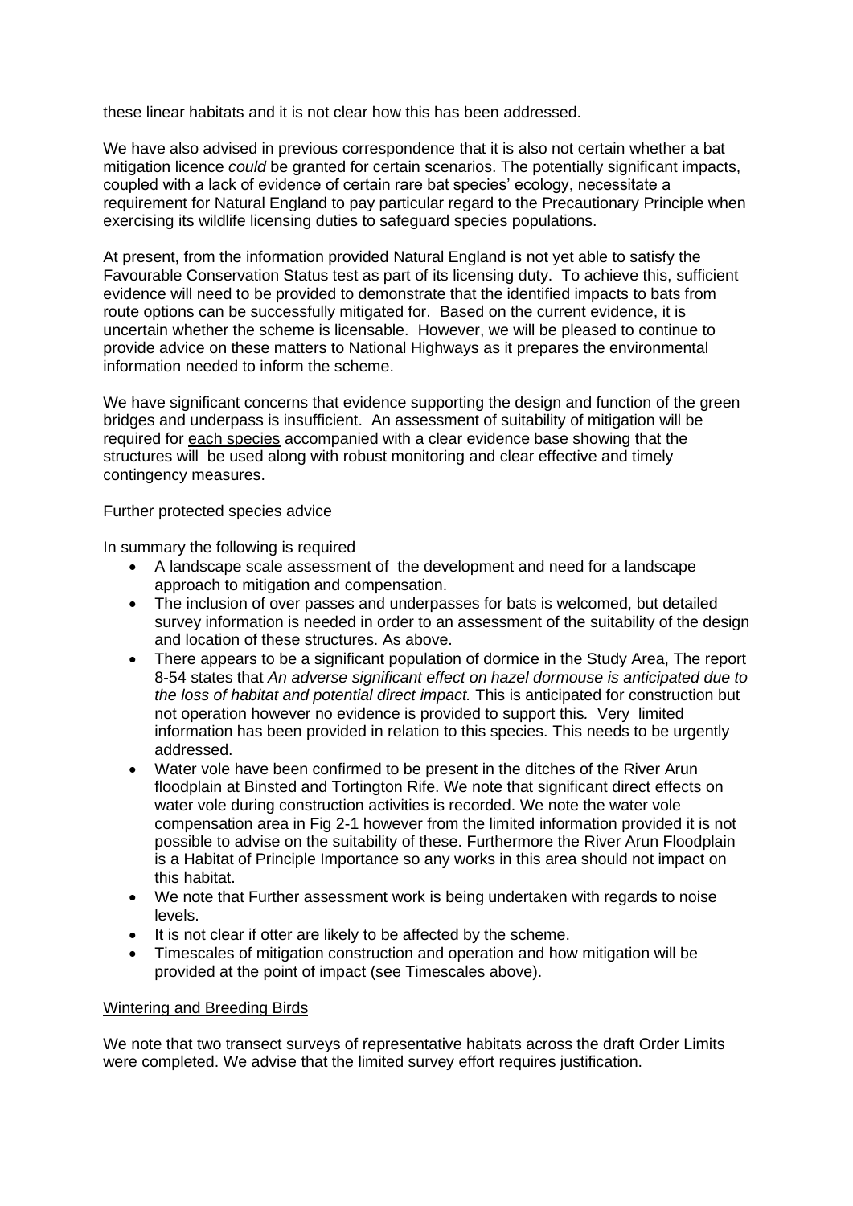these linear habitats and it is not clear how this has been addressed.

We have also advised in previous correspondence that it is also not certain whether a bat mitigation licence *could* be granted for certain scenarios. The potentially significant impacts, coupled with a lack of evidence of certain rare bat species' ecology, necessitate a requirement for Natural England to pay particular regard to the Precautionary Principle when exercising its wildlife licensing duties to safeguard species populations.

At present, from the information provided Natural England is not yet able to satisfy the Favourable Conservation Status test as part of its licensing duty. To achieve this, sufficient evidence will need to be provided to demonstrate that the identified impacts to bats from route options can be successfully mitigated for. Based on the current evidence, it is uncertain whether the scheme is licensable. However, we will be pleased to continue to provide advice on these matters to National Highways as it prepares the environmental information needed to inform the scheme.

We have significant concerns that evidence supporting the design and function of the green bridges and underpass is insufficient. An assessment of suitability of mitigation will be required for <u>each species</u> accompanied with a clear evidence base showing that the structures will be used along with robust monitoring and clear effective and timely contingency measures.

<u>Further protected species advice</u>

In summary the following is required

- A landscape scale assessment of the development and need for a landscape approach to mitigation and compensation.
- The inclusion of over passes and underpasses for bats is welcomed, but detailed survey information is needed in order to an assessment of the suitability of the design and location of these structures. As above.
- There appears to be a significant population of dormice in the Study Area, The report 8-54 states that *An adverse significant effect on hazel dormouse is anticipated due to the loss of habitat and potential direct impact.* This is anticipated for construction but not operation however no evidence is provided to support this. Very limited information has been provided in relation to this species. This needs to be urgently addressed.
- Water vole have been confirmed to be present in the ditches of the River Arun floodplain at Binsted and Tortington Rife. We note that significant direct effects on water vole during construction activities is recorded. We note the water vole compensation area in Fig 2-1 however from the limited information provided it is not possible to advise on the suitability of these. Furthermore the River Arun Floodplain is a Habitat of Principle Importance so any works in this area should not impact on this habitat.
- We note that Further assessment work is being undertaken with regards to noise levels.
- It is not clear if otter are likely to be affected by the scheme.
- Timescales of mitigation construction and operation and how mitigation will be provided at the point of impact (see Timescales above).

<u>Wintering and Breeding Birds</u>

We note that two transect surveys of representative habitats across the draft Order Limits were completed. We advise that the limited survey effort requires justification.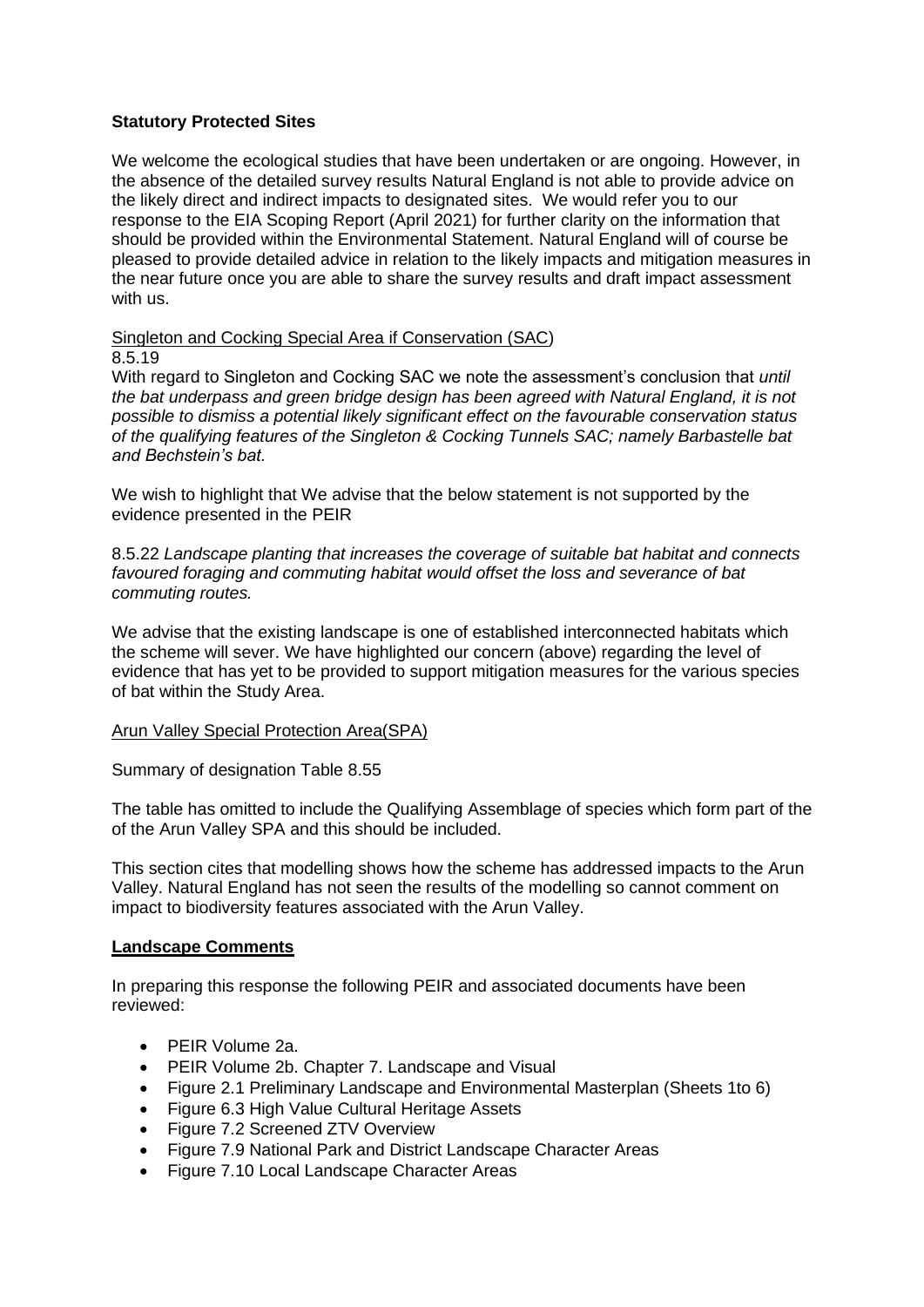**Statutory Protected Sites**

We welcome the ecological studies that have been undertaken or are ongoing. However, in the absence of the detailed survey results Natural England is not able to provide advice on the likely direct and indirect impacts to designated sites. We would refer you to our response to the EIA Scoping Report (April 2021) for further clarity on the information that should be provided within the Environmental Statement. Natural England will of course be pleased to provide detailed advice in relation to the likely impacts and mitigation measures in the near future once you are able to share the survey results and draft impact assessment with us.

Singleton and Cocking Special Area if Conservation (SAC)

8.5.19

With regard to Singleton and Cocking SAC we note the assessment's conclusion that *until the bat underpass and green bridge design has been agreed with Natural England, it is not possible to dismiss a potential likely significant effect on the favourable conservation status of the qualifying features of the Singleton & Cocking Tunnels SAC; namely Barbastelle bat and Bechstein's bat.*

We wish to highlight that We advise that the below statement is not supported by the evidence presented in the PEIR

8.5.22 *Landscape planting that increases the coverage of suitable bat habitat and connects favoured foraging and commuting habitat would offset the loss and severance of bat commuting routes.*

We advise that the existing landscape is one of established interconnected habitats which the scheme will sever. We have highlighted our concern (above) regarding the level of evidence that has yet to be provided to support mitigation measures for the various species of bat within the Study Area.

Arun Valley Special Protection Area(SPA)

Summary of designation Table 8.55

The table has omitted to include the Qualifying Assemblage of species which form part of the of the Arun Valley SPA and this should be included.

This section cites that modelling shows how the scheme has addressed impacts to the Arun Valley. Natural England has not seen the results of the modelling so cannot comment on impact to biodiversity features associated with the Arun Valley.

**Landscape Comments**

In preparing this response the following PEIR and associated documents have been reviewed:

- PEIR Volume 2a.
- PEIR Volume 2b. Chapter 7. Landscape and Visual
- Figure 2.1 Preliminary Landscape and Environmental Masterplan (Sheets 1to 6)
- Figure 6.3 High Value Cultural Heritage Assets
- Figure 7.2 Screened ZTV Overview
- Figure 7.9 National Park and District Landscape Character Areas
- Figure 7.10 Local Landscape Character Areas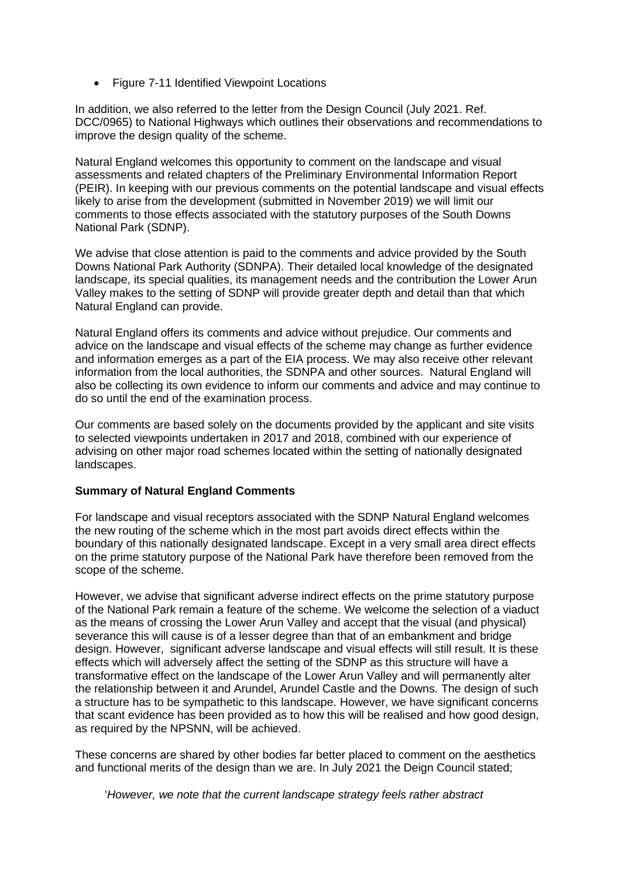- Figure 7-11 Identified Viewpoint Locations

In addition, we also referred to the letter from the Design Council (July 2021. Ref. DCC/0965) to National Highways which outlines their observations and recommendations to improve the design quality of the scheme.

Natural England welcomes this opportunity to comment on the landscape and visual assessments and related chapters of the Preliminary Environmental Information Report (PEIR). In keeping with our previous comments on the potential landscape and visual effects likely to arise from the development (submitted in November 2019) we will limit our comments to those effects associated with the statutory purposes of the South Downs National Park (SDNP).

We advise that close attention is paid to the comments and advice provided by the South Downs National Park Authority (SDNPA). Their detailed local knowledge of the designated landscape, its special qualities, its management needs and the contribution the Lower Arun Valley makes to the setting of SDNP will provide greater depth and detail than that which Natural England can provide.

Natural England offers its comments and advice without prejudice. Our comments and advice on the landscape and visual effects of the scheme may change as further evidence and information emerges as a part of the EIA process. We may also receive other relevant information from the local authorities, the SDNPA and other sources. Natural England will also be collecting its own evidence to inform our comments and advice and may continue to do so until the end of the examination process.

Our comments are based solely on the documents provided by the applicant and site visits to selected viewpoints undertaken in 2017 and 2018, combined with our experience of advising on other major road schemes located within the setting of nationally designated landscapes.

**Summary of Natural England Comments**

For landscape and visual receptors associated with the SDNP Natural England welcomes the new routing of the scheme which in the most part avoids direct effects within the boundary of this nationally designated landscape. Except in a very small area direct effects on the prime statutory purpose of the National Park have therefore been removed from the scope of the scheme.

However, we advise that significant adverse indirect effects on the prime statutory purpose of the National Park remain a feature of the scheme. We welcome the selection of a viaduct as the means of crossing the Lower Arun Valley and accept that the visual (and physical) severance this will cause is of a lesser degree than that of an embankment and bridge design. However, significant adverse landscape and visual effects will still result. It is these effects which will adversely affect the setting of the SDNP as this structure will have a transformative effect on the landscape of the Lower Arun Valley and will permanently alter the relationship between it and Arundel, Arundel Castle and the Downs. The design of such a structure has to be sympathetic to this landscape. However, we have significant concerns that scant evidence has been provided as to how this will be realised and how good design, as required by the NPSNN, will be achieved.

These concerns are shared by other bodies far better placed to comment on the aesthetics and functional merits of the design than we are. In July 2021 the Deign Council stated;

'*However, we note that the current landscape strategy feels rather abstract*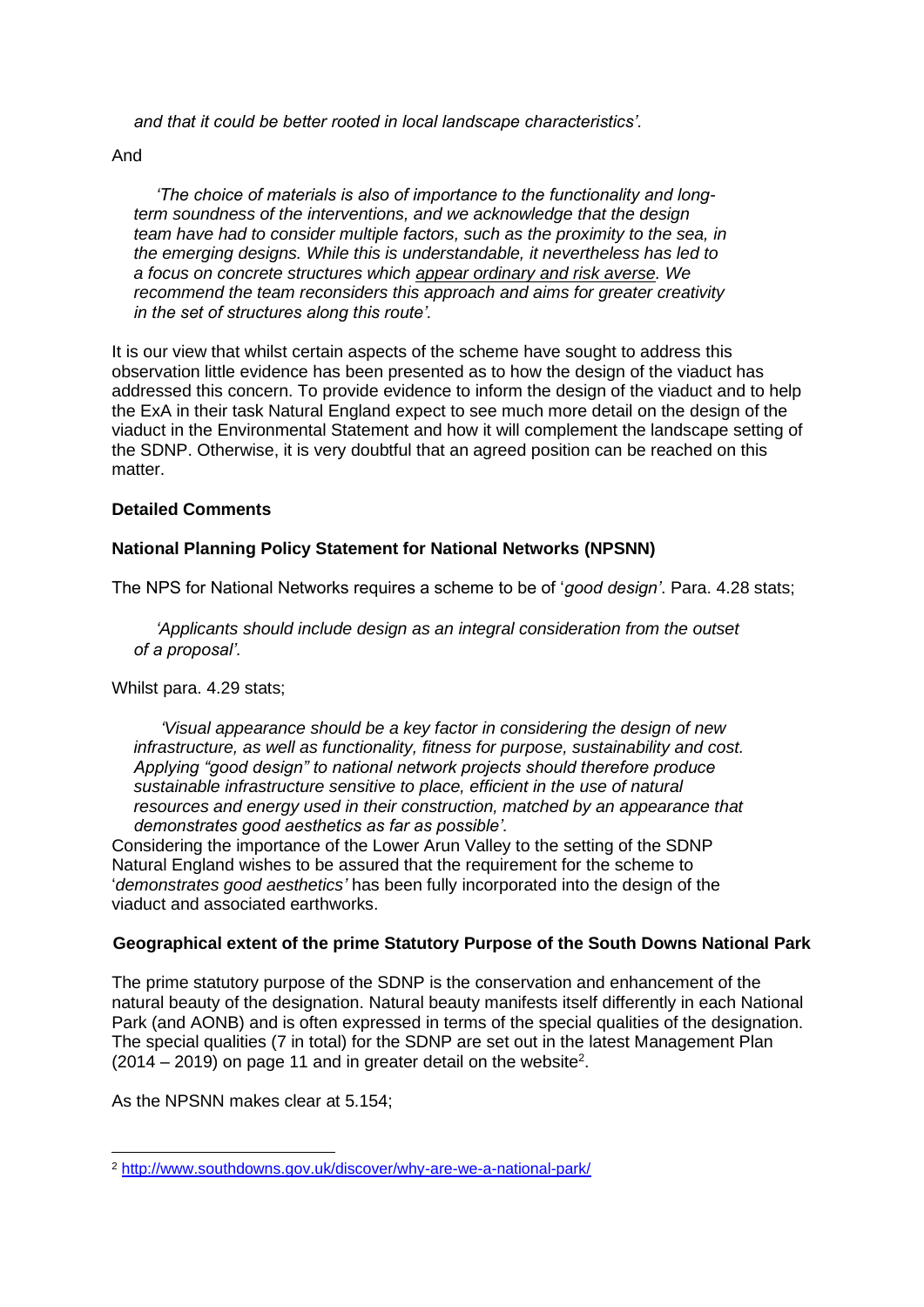*and that it could be better rooted in local landscape characteristics'.*

And

> *'The choice of materials is also of importance to the functionality and long-term soundness of the interventions, and we acknowledge that the design team have had to consider multiple factors, such as the proximity to the sea, in the emerging designs. While this is understandable, it nevertheless has led to a focus on concrete structures which <u>appear ordinary and risk averse</u>. We recommend the team reconsiders this approach and aims for greater creativity in the set of structures along this route'.*

It is our view that whilst certain aspects of the scheme have sought to address this observation little evidence has been presented as to how the design of the viaduct has addressed this concern. To provide evidence to inform the design of the viaduct and to help the ExA in their task Natural England expect to see much more detail on the design of the viaduct in the Environmental Statement and how it will complement the landscape setting of the SDNP. Otherwise, it is very doubtful that an agreed position can be reached on this matter.

**Detailed Comments**

**National Planning Policy Statement for National Networks (NPSNN)**

The NPS for National Networks requires a scheme to be of '*good design'*. Para. 4.28 stats;

> *'Applicants should include design as an integral consideration from the outset of a proposal'.*

Whilst para. 4.29 stats;

> *'Visual appearance should be a key factor in considering the design of new infrastructure, as well as functionality, fitness for purpose, sustainability and cost. Applying "good design" to national network projects should therefore produce sustainable infrastructure sensitive to place, efficient in the use of natural resources and energy used in their construction, matched by an appearance that demonstrates good aesthetics as far as possible'.*

Considering the importance of the Lower Arun Valley to the setting of the SDNP Natural England wishes to be assured that the requirement for the scheme to '*demonstrates good aesthetics'* has been fully incorporated into the design of the viaduct and associated earthworks.

**Geographical extent of the prime Statutory Purpose of the South Downs National Park**

The prime statutory purpose of the SDNP is the conservation and enhancement of the natural beauty of the designation. Natural beauty manifests itself differently in each National Park (and AONB) and is often expressed in terms of the special qualities of the designation. The special qualities (7 in total) for the SDNP are set out in the latest Management Plan (2014 – 2019) on page 11 and in greater detail on the website[2].

As the NPSNN makes clear at 5.154;

[2] http://www.southdowns.gov.uk/discover/why-are-we-a-national-park/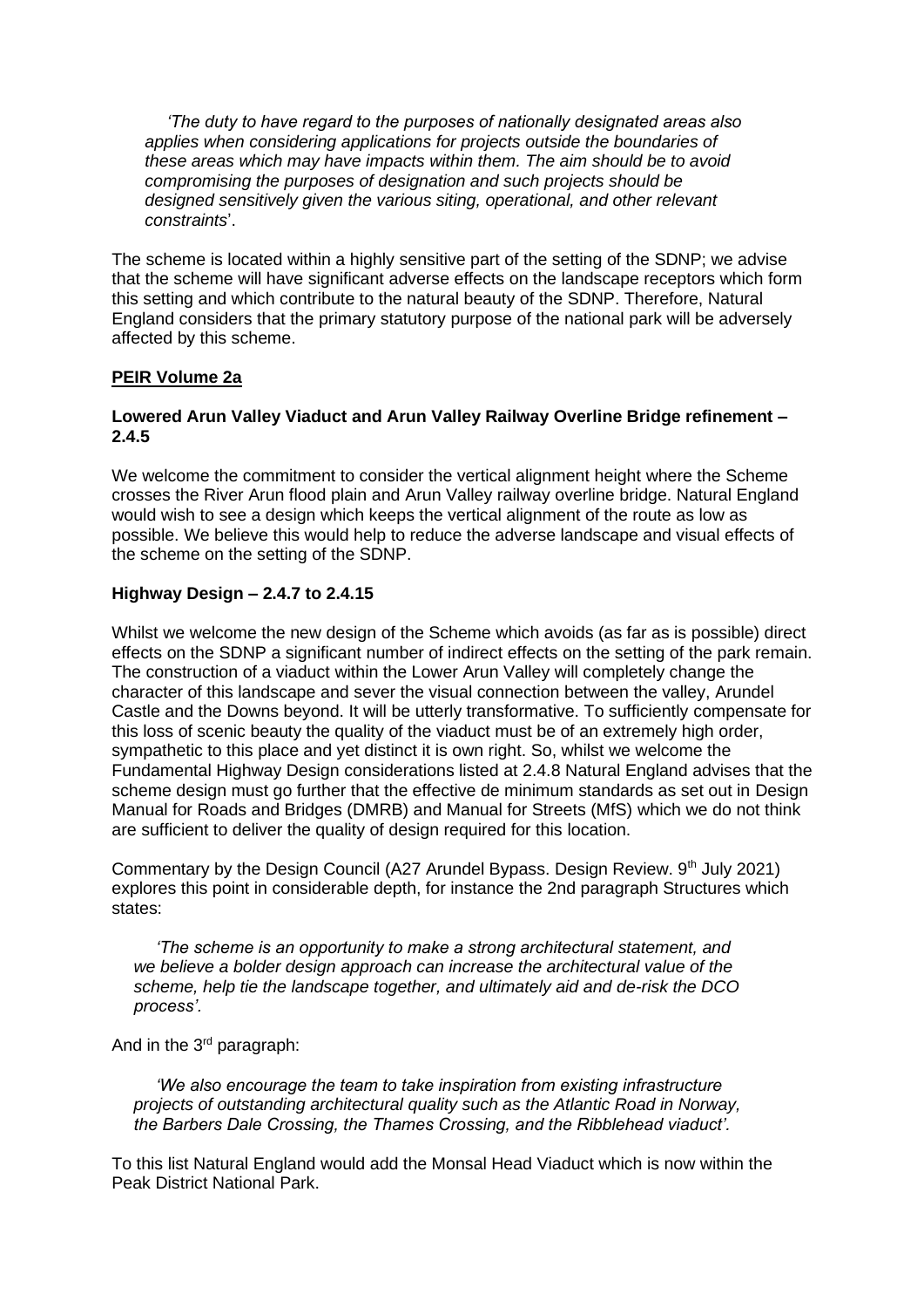*'The duty to have regard to the purposes of nationally designated areas also applies when considering applications for projects outside the boundaries of these areas which may have impacts within them. The aim should be to avoid compromising the purposes of designation and such projects should be designed sensitively given the various siting, operational, and other relevant constraints*'.

The scheme is located within a highly sensitive part of the setting of the SDNP; we advise that the scheme will have significant adverse effects on the landscape receptors which form this setting and which contribute to the natural beauty of the SDNP. Therefore, Natural England considers that the primary statutory purpose of the national park will be adversely affected by this scheme.

**PEIR Volume 2a**

**Lowered Arun Valley Viaduct and Arun Valley Railway Overline Bridge refinement – 2.4.5**

We welcome the commitment to consider the vertical alignment height where the Scheme crosses the River Arun flood plain and Arun Valley railway overline bridge. Natural England would wish to see a design which keeps the vertical alignment of the route as low as possible. We believe this would help to reduce the adverse landscape and visual effects of the scheme on the setting of the SDNP.

**Highway Design – 2.4.7 to 2.4.15**

Whilst we welcome the new design of the Scheme which avoids (as far as is possible) direct effects on the SDNP a significant number of indirect effects on the setting of the park remain. The construction of a viaduct within the Lower Arun Valley will completely change the character of this landscape and sever the visual connection between the valley, Arundel Castle and the Downs beyond. It will be utterly transformative. To sufficiently compensate for this loss of scenic beauty the quality of the viaduct must be of an extremely high order, sympathetic to this place and yet distinct it is own right. So, whilst we welcome the Fundamental Highway Design considerations listed at 2.4.8 Natural England advises that the scheme design must go further that the effective de minimum standards as set out in Design Manual for Roads and Bridges (DMRB) and Manual for Streets (MfS) which we do not think are sufficient to deliver the quality of design required for this location.

Commentary by the Design Council (A27 Arundel Bypass. Design Review. 9th July 2021) explores this point in considerable depth, for instance the 2nd paragraph Structures which states:

*'The scheme is an opportunity to make a strong architectural statement, and we believe a bolder design approach can increase the architectural value of the scheme, help tie the landscape together, and ultimately aid and de-risk the DCO process'.*

And in the 3rd paragraph:

*'We also encourage the team to take inspiration from existing infrastructure projects of outstanding architectural quality such as the Atlantic Road in Norway, the Barbers Dale Crossing, the Thames Crossing, and the Ribblehead viaduct'.*

To this list Natural England would add the Monsal Head Viaduct which is now within the Peak District National Park.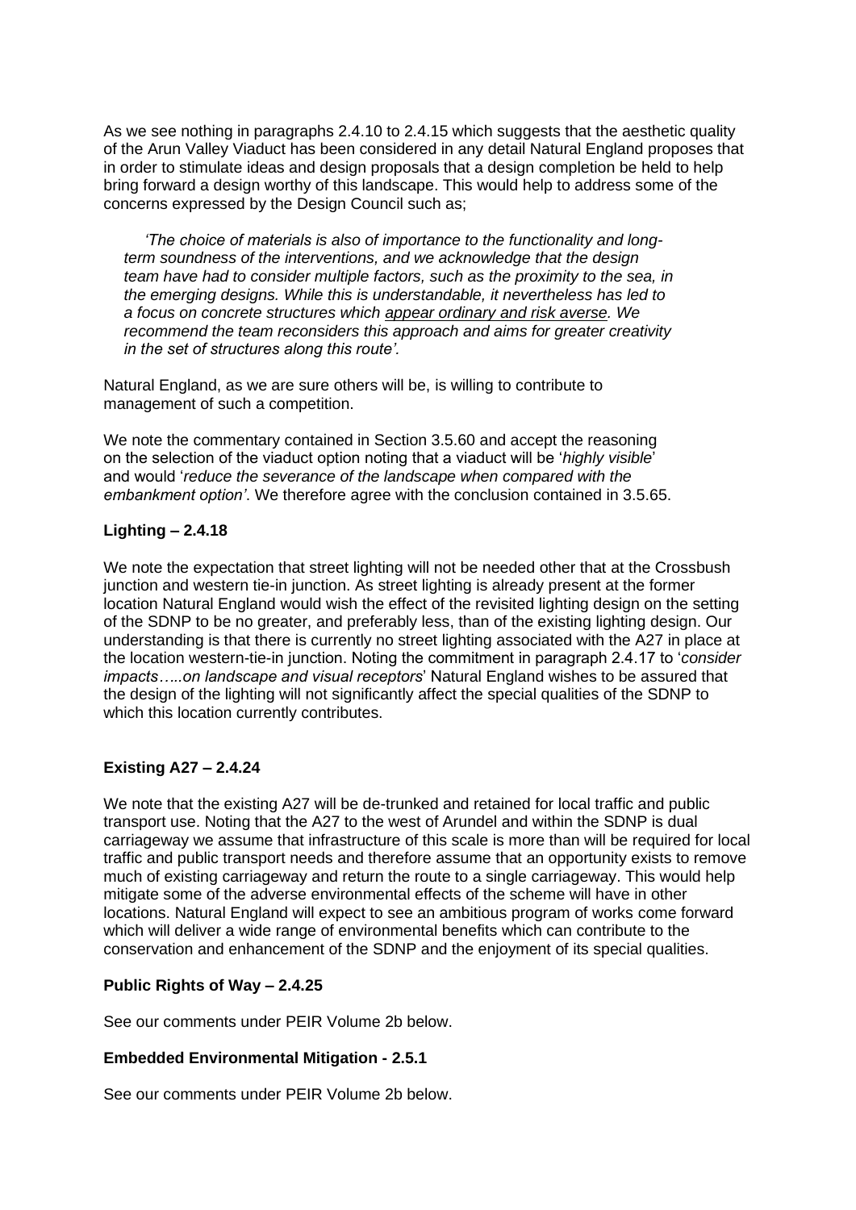As we see nothing in paragraphs 2.4.10 to 2.4.15 which suggests that the aesthetic quality of the Arun Valley Viaduct has been considered in any detail Natural England proposes that in order to stimulate ideas and design proposals that a design completion be held to help bring forward a design worthy of this landscape. This would help to address some of the concerns expressed by the Design Council such as;

> *'The choice of materials is also of importance to the functionality and long-term soundness of the interventions, and we acknowledge that the design team have had to consider multiple factors, such as the proximity to the sea, in the emerging designs. While this is understandable, it nevertheless has led to a focus on concrete structures which <u>appear ordinary and risk averse</u>. We recommend the team reconsiders this approach and aims for greater creativity in the set of structures along this route'.*

Natural England, as we are sure others will be, is willing to contribute to management of such a competition.

We note the commentary contained in Section 3.5.60 and accept the reasoning on the selection of the viaduct option noting that a viaduct will be '*highly visible*' and would '*reduce the severance of the landscape when compared with the embankment option'*. We therefore agree with the conclusion contained in 3.5.65.

**Lighting – 2.4.18**

We note the expectation that street lighting will not be needed other that at the Crossbush junction and western tie-in junction. As street lighting is already present at the former location Natural England would wish the effect of the revisited lighting design on the setting of the SDNP to be no greater, and preferably less, than of the existing lighting design. Our understanding is that there is currently no street lighting associated with the A27 in place at the location western-tie-in junction. Noting the commitment in paragraph 2.4.17 to '*consider impacts…..on landscape and visual receptors*' Natural England wishes to be assured that the design of the lighting will not significantly affect the special qualities of the SDNP to which this location currently contributes.

**Existing A27 – 2.4.24**

We note that the existing A27 will be de-trunked and retained for local traffic and public transport use. Noting that the A27 to the west of Arundel and within the SDNP is dual carriageway we assume that infrastructure of this scale is more than will be required for local traffic and public transport needs and therefore assume that an opportunity exists to remove much of existing carriageway and return the route to a single carriageway. This would help mitigate some of the adverse environmental effects of the scheme will have in other locations. Natural England will expect to see an ambitious program of works come forward which will deliver a wide range of environmental benefits which can contribute to the conservation and enhancement of the SDNP and the enjoyment of its special qualities.

**Public Rights of Way – 2.4.25**

See our comments under PEIR Volume 2b below.

**Embedded Environmental Mitigation - 2.5.1**

See our comments under PEIR Volume 2b below.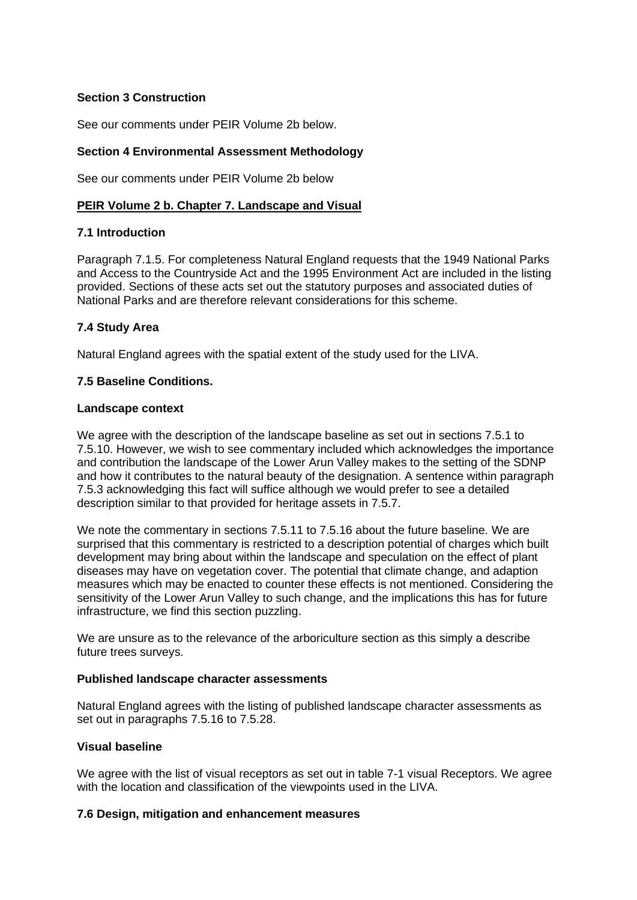**Section 3 Construction**

See our comments under PEIR Volume 2b below.

**Section 4 Environmental Assessment Methodology**

See our comments under PEIR Volume 2b below

## **PEIR Volume 2 b. Chapter 7. Landscape and Visual**

**7.1 Introduction**

Paragraph 7.1.5. For completeness Natural England requests that the 1949 National Parks and Access to the Countryside Act and the 1995 Environment Act are included in the listing provided. Sections of these acts set out the statutory purposes and associated duties of National Parks and are therefore relevant considerations for this scheme.

**7.4 Study Area**

Natural England agrees with the spatial extent of the study used for the LIVA.

**7.5 Baseline Conditions.**

**Landscape context**

We agree with the description of the landscape baseline as set out in sections 7.5.1 to 7.5.10. However, we wish to see commentary included which acknowledges the importance and contribution the landscape of the Lower Arun Valley makes to the setting of the SDNP and how it contributes to the natural beauty of the designation. A sentence within paragraph 7.5.3 acknowledging this fact will suffice although we would prefer to see a detailed description similar to that provided for heritage assets in 7.5.7.

We note the commentary in sections 7.5.11 to 7.5.16 about the future baseline. We are surprised that this commentary is restricted to a description potential of charges which built development may bring about within the landscape and speculation on the effect of plant diseases may have on vegetation cover. The potential that climate change, and adaption measures which may be enacted to counter these effects is not mentioned. Considering the sensitivity of the Lower Arun Valley to such change, and the implications this has for future infrastructure, we find this section puzzling.

We are unsure as to the relevance of the arboriculture section as this simply a describe future trees surveys.

**Published landscape character assessments**

Natural England agrees with the listing of published landscape character assessments as set out in paragraphs 7.5.16 to 7.5.28.

**Visual baseline**

We agree with the list of visual receptors as set out in table 7-1 visual Receptors. We agree with the location and classification of the viewpoints used in the LIVA.

**7.6 Design, mitigation and enhancement measures**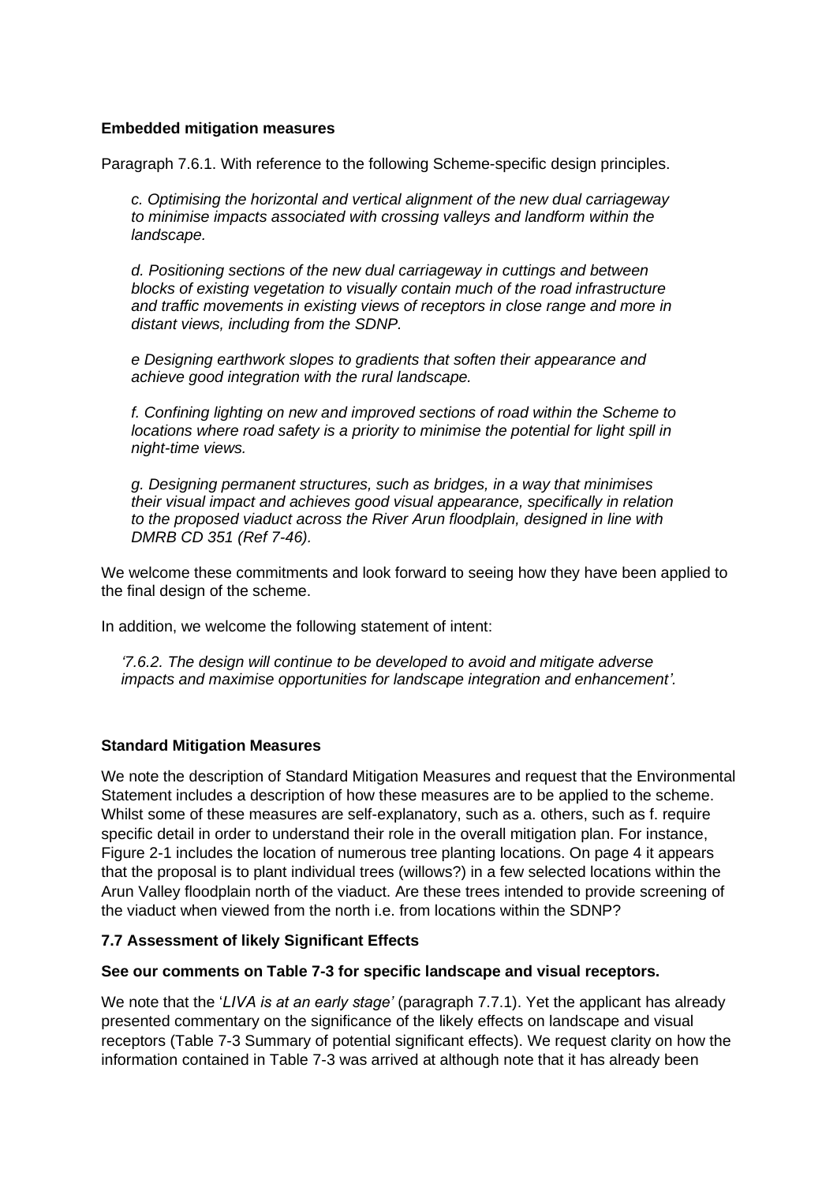**Embedded mitigation measures**

Paragraph 7.6.1. With reference to the following Scheme-specific design principles.

> *c. Optimising the horizontal and vertical alignment of the new dual carriageway to minimise impacts associated with crossing valleys and landform within the landscape.*
>
> *d. Positioning sections of the new dual carriageway in cuttings and between blocks of existing vegetation to visually contain much of the road infrastructure and traffic movements in existing views of receptors in close range and more in distant views, including from the SDNP.*
>
> *e Designing earthwork slopes to gradients that soften their appearance and achieve good integration with the rural landscape.*
>
> *f. Confining lighting on new and improved sections of road within the Scheme to locations where road safety is a priority to minimise the potential for light spill in night-time views.*
>
> *g. Designing permanent structures, such as bridges, in a way that minimises their visual impact and achieves good visual appearance, specifically in relation to the proposed viaduct across the River Arun floodplain, designed in line with DMRB CD 351 (Ref 7-46).*

We welcome these commitments and look forward to seeing how they have been applied to the final design of the scheme.

In addition, we welcome the following statement of intent:

> *'7.6.2. The design will continue to be developed to avoid and mitigate adverse impacts and maximise opportunities for landscape integration and enhancement'.*

**Standard Mitigation Measures**

We note the description of Standard Mitigation Measures and request that the Environmental Statement includes a description of how these measures are to be applied to the scheme. Whilst some of these measures are self-explanatory, such as a. others, such as f. require specific detail in order to understand their role in the overall mitigation plan. For instance, Figure 2-1 includes the location of numerous tree planting locations. On page 4 it appears that the proposal is to plant individual trees (willows?) in a few selected locations within the Arun Valley floodplain north of the viaduct. Are these trees intended to provide screening of the viaduct when viewed from the north i.e. from locations within the SDNP?

**7.7 Assessment of likely Significant Effects**

**See our comments on Table 7-3 for specific landscape and visual receptors.**

We note that the '*LIVA is at an early stage'* (paragraph 7.7.1). Yet the applicant has already presented commentary on the significance of the likely effects on landscape and visual receptors (Table 7-3 Summary of potential significant effects). We request clarity on how the information contained in Table 7-3 was arrived at although note that it has already been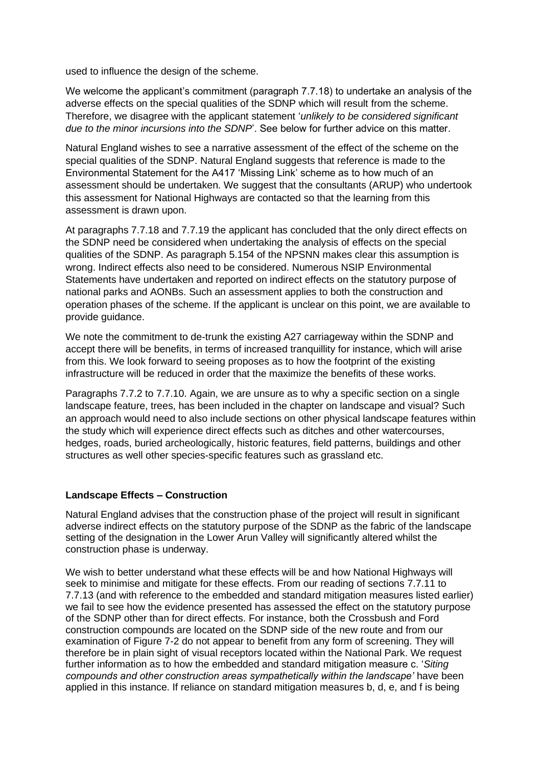used to influence the design of the scheme.

We welcome the applicant's commitment (paragraph 7.7.18) to undertake an analysis of the adverse effects on the special qualities of the SDNP which will result from the scheme. Therefore, we disagree with the applicant statement '*unlikely to be considered significant due to the minor incursions into the SDNP*'. See below for further advice on this matter.

Natural England wishes to see a narrative assessment of the effect of the scheme on the special qualities of the SDNP. Natural England suggests that reference is made to the Environmental Statement for the A417 'Missing Link' scheme as to how much of an assessment should be undertaken. We suggest that the consultants (ARUP) who undertook this assessment for National Highways are contacted so that the learning from this assessment is drawn upon.

At paragraphs 7.7.18 and 7.7.19 the applicant has concluded that the only direct effects on the SDNP need be considered when undertaking the analysis of effects on the special qualities of the SDNP. As paragraph 5.154 of the NPSNN makes clear this assumption is wrong. Indirect effects also need to be considered. Numerous NSIP Environmental Statements have undertaken and reported on indirect effects on the statutory purpose of national parks and AONBs. Such an assessment applies to both the construction and operation phases of the scheme. If the applicant is unclear on this point, we are available to provide guidance.

We note the commitment to de-trunk the existing A27 carriageway within the SDNP and accept there will be benefits, in terms of increased tranquillity for instance, which will arise from this. We look forward to seeing proposes as to how the footprint of the existing infrastructure will be reduced in order that the maximize the benefits of these works.

Paragraphs 7.7.2 to 7.7.10. Again, we are unsure as to why a specific section on a single landscape feature, trees, has been included in the chapter on landscape and visual? Such an approach would need to also include sections on other physical landscape features within the study which will experience direct effects such as ditches and other watercourses, hedges, roads, buried archeologically, historic features, field patterns, buildings and other structures as well other species-specific features such as grassland etc.

**Landscape Effects – Construction**

Natural England advises that the construction phase of the project will result in significant adverse indirect effects on the statutory purpose of the SDNP as the fabric of the landscape setting of the designation in the Lower Arun Valley will significantly altered whilst the construction phase is underway.

We wish to better understand what these effects will be and how National Highways will seek to minimise and mitigate for these effects. From our reading of sections 7.7.11 to 7.7.13 (and with reference to the embedded and standard mitigation measures listed earlier) we fail to see how the evidence presented has assessed the effect on the statutory purpose of the SDNP other than for direct effects. For instance, both the Crossbush and Ford construction compounds are located on the SDNP side of the new route and from our examination of Figure 7-2 do not appear to benefit from any form of screening. They will therefore be in plain sight of visual receptors located within the National Park. We request further information as to how the embedded and standard mitigation measure c. '*Siting compounds and other construction areas sympathetically within the landscape'* have been applied in this instance. If reliance on standard mitigation measures b, d, e, and f is being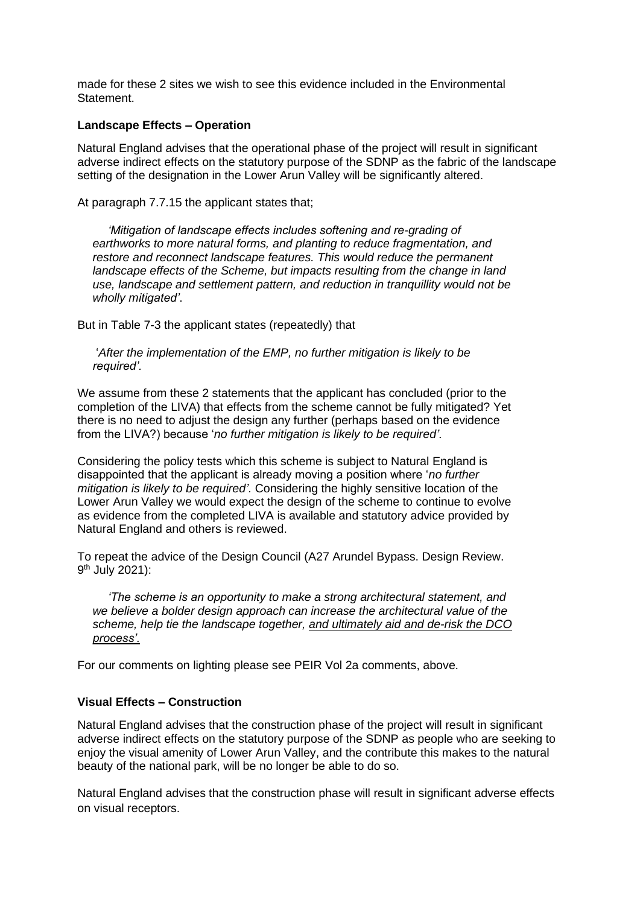made for these 2 sites we wish to see this evidence included in the Environmental Statement.

**Landscape Effects – Operation**

Natural England advises that the operational phase of the project will result in significant adverse indirect effects on the statutory purpose of the SDNP as the fabric of the landscape setting of the designation in the Lower Arun Valley will be significantly altered.

At paragraph 7.7.15 the applicant states that;

> *'Mitigation of landscape effects includes softening and re-grading of earthworks to more natural forms, and planting to reduce fragmentation, and restore and reconnect landscape features. This would reduce the permanent landscape effects of the Scheme, but impacts resulting from the change in land use, landscape and settlement pattern, and reduction in tranquillity would not be wholly mitigated'*.

But in Table 7-3 the applicant states (repeatedly) that

> '*After the implementation of the EMP, no further mitigation is likely to be required'.*

We assume from these 2 statements that the applicant has concluded (prior to the completion of the LIVA) that effects from the scheme cannot be fully mitigated? Yet there is no need to adjust the design any further (perhaps based on the evidence from the LIVA?) because '*no further mitigation is likely to be required'.*

Considering the policy tests which this scheme is subject to Natural England is disappointed that the applicant is already moving a position where '*no further mitigation is likely to be required'*. Considering the highly sensitive location of the Lower Arun Valley we would expect the design of the scheme to continue to evolve as evidence from the completed LIVA is available and statutory advice provided by Natural England and others is reviewed.

To repeat the advice of the Design Council (A27 Arundel Bypass. Design Review. 9th July 2021):

> *'The scheme is an opportunity to make a strong architectural statement, and we believe a bolder design approach can increase the architectural value of the scheme, help tie the landscape together, <u>and ultimately aid and de-risk the DCO process'</u>.*

For our comments on lighting please see PEIR Vol 2a comments, above.

**Visual Effects – Construction**

Natural England advises that the construction phase of the project will result in significant adverse indirect effects on the statutory purpose of the SDNP as people who are seeking to enjoy the visual amenity of Lower Arun Valley, and the contribute this makes to the natural beauty of the national park, will be no longer be able to do so.

Natural England advises that the construction phase will result in significant adverse effects on visual receptors.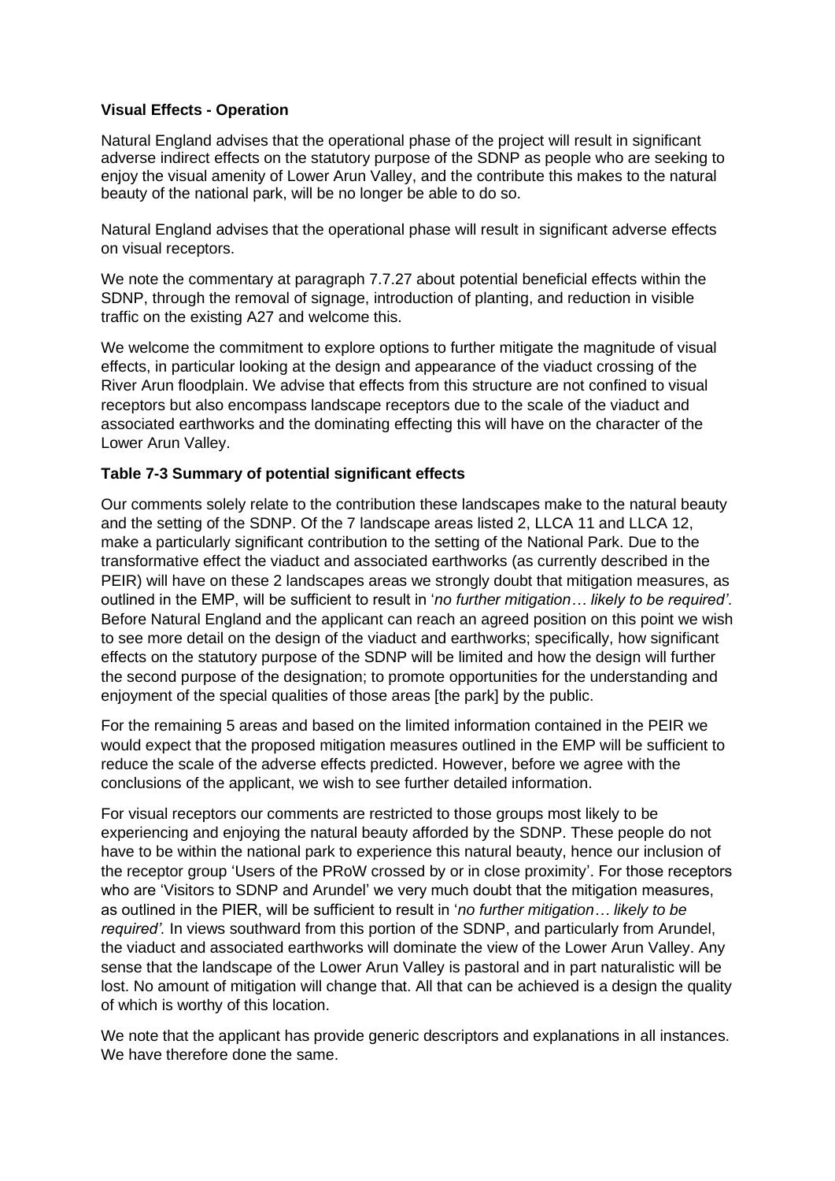**Visual Effects - Operation**

Natural England advises that the operational phase of the project will result in significant adverse indirect effects on the statutory purpose of the SDNP as people who are seeking to enjoy the visual amenity of Lower Arun Valley, and the contribute this makes to the natural beauty of the national park, will be no longer be able to do so.

Natural England advises that the operational phase will result in significant adverse effects on visual receptors.

We note the commentary at paragraph 7.7.27 about potential beneficial effects within the SDNP, through the removal of signage, introduction of planting, and reduction in visible traffic on the existing A27 and welcome this.

We welcome the commitment to explore options to further mitigate the magnitude of visual effects, in particular looking at the design and appearance of the viaduct crossing of the River Arun floodplain. We advise that effects from this structure are not confined to visual receptors but also encompass landscape receptors due to the scale of the viaduct and associated earthworks and the dominating effecting this will have on the character of the Lower Arun Valley.

**Table 7-3 Summary of potential significant effects**

Our comments solely relate to the contribution these landscapes make to the natural beauty and the setting of the SDNP. Of the 7 landscape areas listed 2, LLCA 11 and LLCA 12, make a particularly significant contribution to the setting of the National Park. Due to the transformative effect the viaduct and associated earthworks (as currently described in the PEIR) will have on these 2 landscapes areas we strongly doubt that mitigation measures, as outlined in the EMP, will be sufficient to result in '*no further mitigation… likely to be required'*. Before Natural England and the applicant can reach an agreed position on this point we wish to see more detail on the design of the viaduct and earthworks; specifically, how significant effects on the statutory purpose of the SDNP will be limited and how the design will further the second purpose of the designation; to promote opportunities for the understanding and enjoyment of the special qualities of those areas [the park] by the public.

For the remaining 5 areas and based on the limited information contained in the PEIR we would expect that the proposed mitigation measures outlined in the EMP will be sufficient to reduce the scale of the adverse effects predicted. However, before we agree with the conclusions of the applicant, we wish to see further detailed information.

For visual receptors our comments are restricted to those groups most likely to be experiencing and enjoying the natural beauty afforded by the SDNP. These people do not have to be within the national park to experience this natural beauty, hence our inclusion of the receptor group 'Users of the PRoW crossed by or in close proximity'. For those receptors who are 'Visitors to SDNP and Arundel' we very much doubt that the mitigation measures, as outlined in the PIER, will be sufficient to result in '*no further mitigation… likely to be required'.* In views southward from this portion of the SDNP, and particularly from Arundel, the viaduct and associated earthworks will dominate the view of the Lower Arun Valley. Any sense that the landscape of the Lower Arun Valley is pastoral and in part naturalistic will be lost. No amount of mitigation will change that. All that can be achieved is a design the quality of which is worthy of this location.

We note that the applicant has provide generic descriptors and explanations in all instances. We have therefore done the same.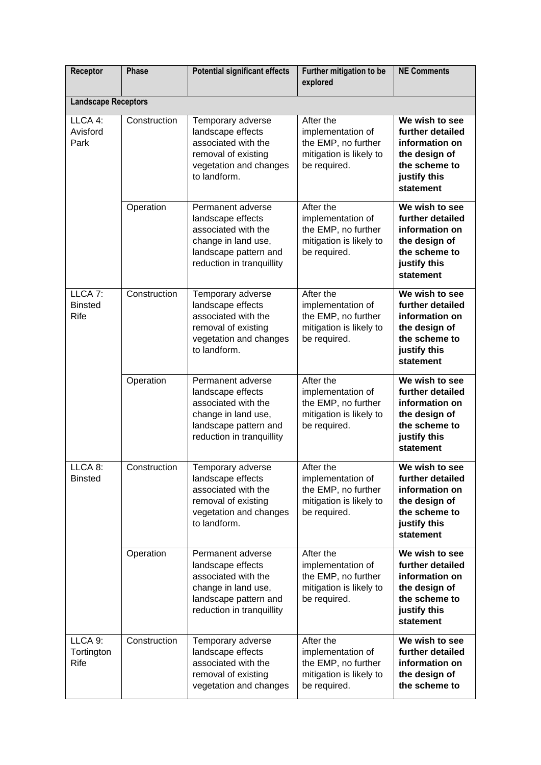| Receptor | Phase | Potential significant effects | Further mitigation to be explored | NE Comments |
|---|---|---|---|---|
| **Landscape Receptors** | | | | |
| LLCA 4: Avisford Park | Construction | Temporary adverse landscape effects associated with the removal of existing vegetation and changes to landform. | After the implementation of the EMP, no further mitigation is likely to be required. | **We wish to see further detailed information on the design of the scheme to justify this statement** |
| | Operation | Permanent adverse landscape effects associated with the change in land use, landscape pattern and reduction in tranquillity | After the implementation of the EMP, no further mitigation is likely to be required. | **We wish to see further detailed information on the design of the scheme to justify this statement** |
| LLCA 7: Binsted Rife | Construction | Temporary adverse landscape effects associated with the removal of existing vegetation and changes to landform. | After the implementation of the EMP, no further mitigation is likely to be required. | **We wish to see further detailed information on the design of the scheme to justify this statement** |
| | Operation | Permanent adverse landscape effects associated with the change in land use, landscape pattern and reduction in tranquillity | After the implementation of the EMP, no further mitigation is likely to be required. | **We wish to see further detailed information on the design of the scheme to justify this statement** |
| LLCA 8: Binsted | Construction | Temporary adverse landscape effects associated with the removal of existing vegetation and changes to landform. | After the implementation of the EMP, no further mitigation is likely to be required. | **We wish to see further detailed information on the design of the scheme to justify this statement** |
| | Operation | Permanent adverse landscape effects associated with the change in land use, landscape pattern and reduction in tranquillity | After the implementation of the EMP, no further mitigation is likely to be required. | **We wish to see further detailed information on the design of the scheme to justify this statement** |
| LLCA 9: Tortington Rife | Construction | Temporary adverse landscape effects associated with the removal of existing vegetation and changes | After the implementation of the EMP, no further mitigation is likely to be required. | **We wish to see further detailed information on the design of the scheme to** |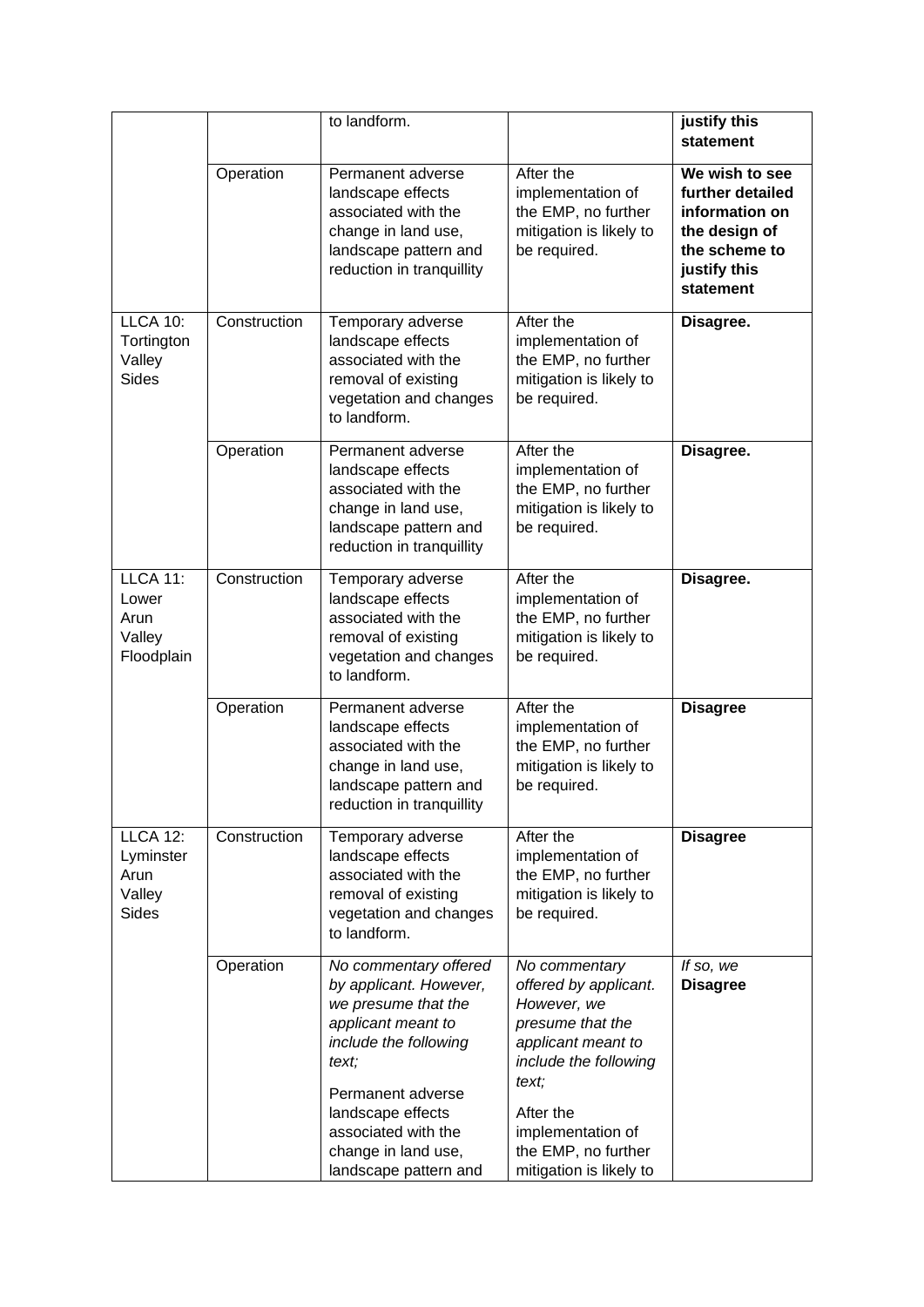| | | to landform. | | **justify this statement** |
|---|---|---|---|---|
| | Operation | Permanent adverse landscape effects associated with the change in land use, landscape pattern and reduction in tranquillity | After the implementation of the EMP, no further mitigation is likely to be required. | **We wish to see further detailed information on the design of the scheme to justify this statement** |
| LLCA 10: Tortington Valley Sides | Construction | Temporary adverse landscape effects associated with the removal of existing vegetation and changes to landform. | After the implementation of the EMP, no further mitigation is likely to be required. | **Disagree.** |
| | Operation | Permanent adverse landscape effects associated with the change in land use, landscape pattern and reduction in tranquillity | After the implementation of the EMP, no further mitigation is likely to be required. | **Disagree.** |
| LLCA 11: Lower Arun Valley Floodplain | Construction | Temporary adverse landscape effects associated with the removal of existing vegetation and changes to landform. | After the implementation of the EMP, no further mitigation is likely to be required. | **Disagree.** |
| | Operation | Permanent adverse landscape effects associated with the change in land use, landscape pattern and reduction in tranquillity | After the implementation of the EMP, no further mitigation is likely to be required. | **Disagree** |
| LLCA 12: Lyminster Arun Valley Sides | Construction | Temporary adverse landscape effects associated with the removal of existing vegetation and changes to landform. | After the implementation of the EMP, no further mitigation is likely to be required. | **Disagree** |
| | Operation | *No commentary offered by applicant. However, we presume that the applicant meant to include the following text;* Permanent adverse landscape effects associated with the change in land use, landscape pattern and | *No commentary offered by applicant. However, we presume that the applicant meant to include the following text;* After the implementation of the EMP, no further mitigation is likely to | *If so, we* **Disagree** |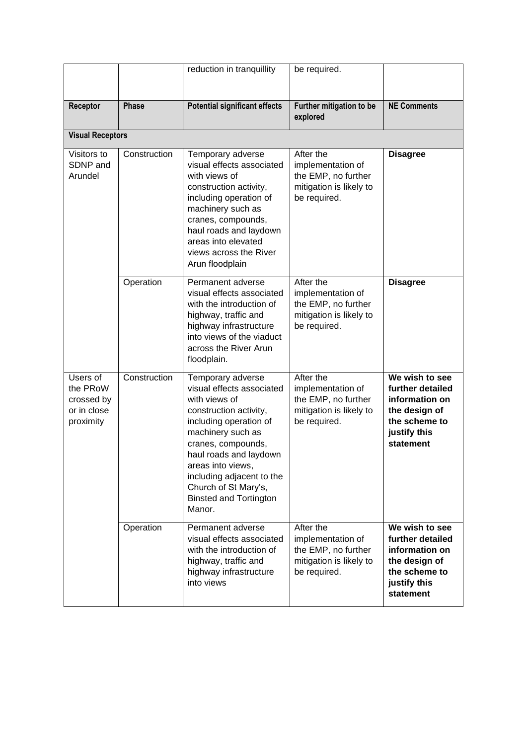| | | | | |
|---|---|---|---|---|
| | | reduction in tranquillity | be required. | |
| **Receptor** | **Phase** | **Potential significant effects** | **Further mitigation to be explored** | **NE Comments** |
| **Visual Receptors** | | | | |
| Visitors to SDNP and Arundel | Construction | Temporary adverse visual effects associated with views of construction activity, including operation of machinery such as cranes, compounds, haul roads and laydown areas into elevated views across the River Arun floodplain | After the implementation of the EMP, no further mitigation is likely to be required. | **Disagree** |
| | Operation | Permanent adverse visual effects associated with the introduction of highway, traffic and highway infrastructure into views of the viaduct across the River Arun floodplain. | After the implementation of the EMP, no further mitigation is likely to be required. | **Disagree** |
| Users of the PRoW crossed by or in close proximity | Construction | Temporary adverse visual effects associated with views of construction activity, including operation of machinery such as cranes, compounds, haul roads and laydown areas into views, including adjacent to the Church of St Mary's, Binsted and Tortington Manor. | After the implementation of the EMP, no further mitigation is likely to be required. | **We wish to see further detailed information on the design of the scheme to justify this statement** |
| | Operation | Permanent adverse visual effects associated with the introduction of highway, traffic and highway infrastructure into views | After the implementation of the EMP, no further mitigation is likely to be required. | **We wish to see further detailed information on the design of the scheme to justify this statement** |